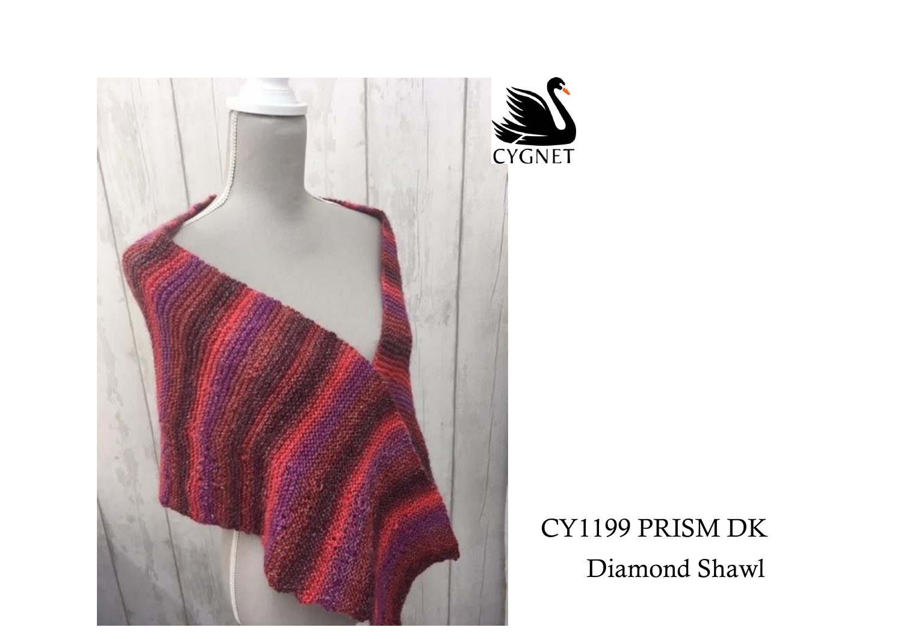CYGNET

CY1199 PRISM DK

Diamond Shawl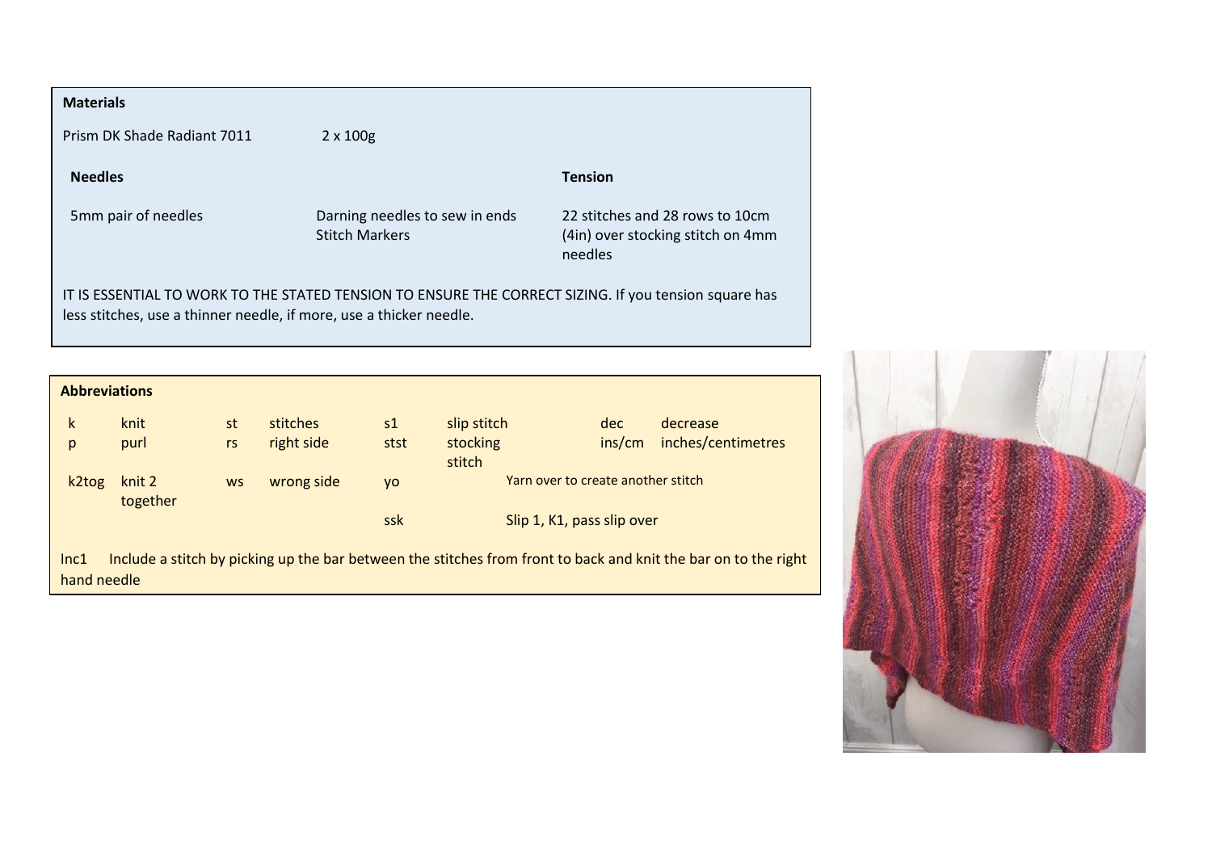**Materials**

Prism DK Shade Radiant 7011 — 2 x 100g

| **Needles** | | **Tension** |
|---|---|---|
| 5mm pair of needles | Darning needles to sew in ends<br>Stitch Markers | 22 stitches and 28 rows to 10cm (4in) over stocking stitch on 4mm needles |

IT IS ESSENTIAL TO WORK TO THE STATED TENSION TO ENSURE THE CORRECT SIZING. If you tension square has less stitches, use a thinner needle, if more, use a thicker needle.

**Abbreviations**

| | | | | | | | |
|---|---|---|---|---|---|---|---|
| k | knit | st | stitches | s1 | slip stitch | dec | decrease |
| p | purl | rs | right side | stst | stocking stitch | ins/cm | inches/centimetres |
| k2tog | knit 2 together | ws | wrong side | yo | Yarn over to create another stitch | | |
| | | | | ssk | Slip 1, K1, pass slip over | | |

Inc1 Include a stitch by picking up the bar between the stitches from front to back and knit the bar on to the right hand needle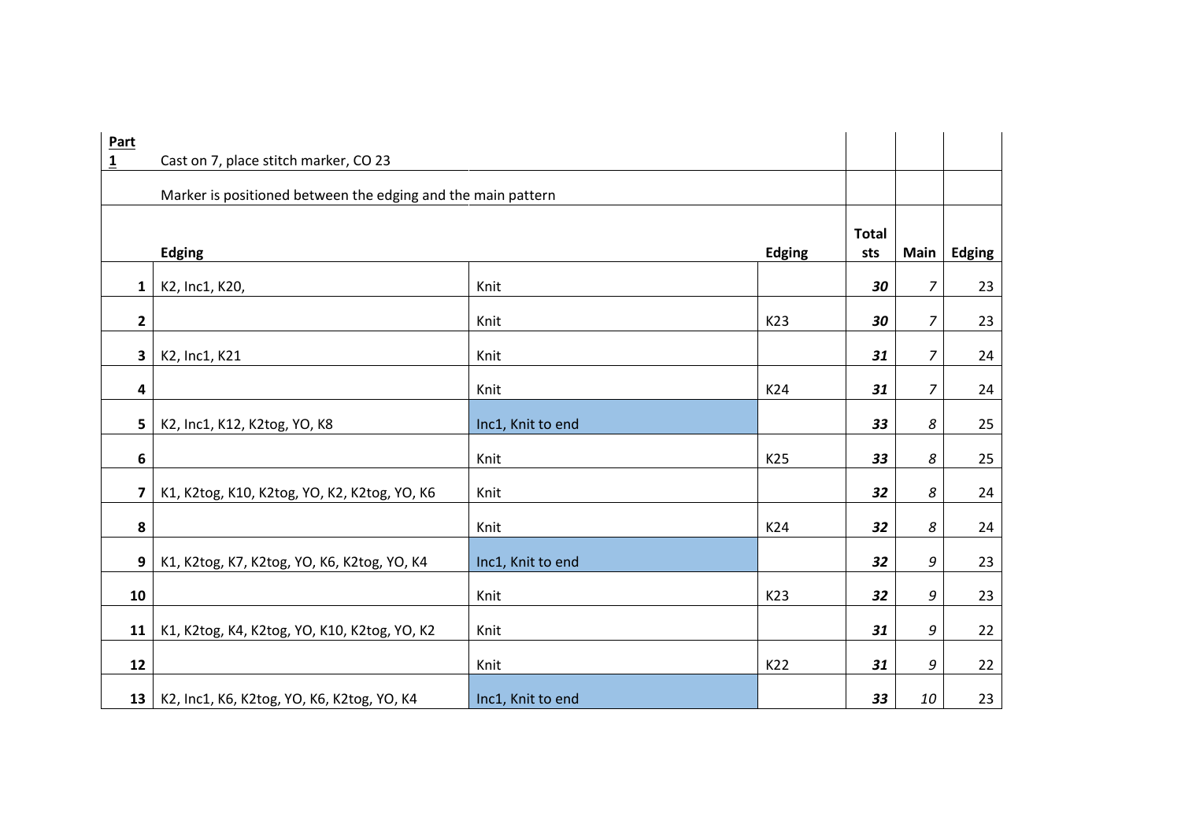**Part 1** Cast on 7, place stitch marker, CO 23

Marker is positioned between the edging and the main pattern

| | Edging | | Edging | Total sts | Main | Edging |
|---|---|---|---|---|---|---|
| **1** | K2, Inc1, K20, | Knit | | ***30*** | *7* | 23 |
| **2** | | Knit | K23 | ***30*** | *7* | 23 |
| **3** | K2, Inc1, K21 | Knit | | ***31*** | *7* | 24 |
| **4** | | Knit | K24 | ***31*** | *7* | 24 |
| **5** | K2, Inc1, K12, K2tog, YO, K8 | Inc1, Knit to end | | ***33*** | *8* | 25 |
| **6** | | Knit | K25 | ***33*** | *8* | 25 |
| **7** | K1, K2tog, K10, K2tog, YO, K2, K2tog, YO, K6 | Knit | | ***32*** | *8* | 24 |
| **8** | | Knit | K24 | ***32*** | *8* | 24 |
| **9** | K1, K2tog, K7, K2tog, YO, K6, K2tog, YO, K4 | Inc1, Knit to end | | ***32*** | *9* | 23 |
| **10** | | Knit | K23 | ***32*** | *9* | 23 |
| **11** | K1, K2tog, K4, K2tog, YO, K10, K2tog, YO, K2 | Knit | | ***31*** | *9* | 22 |
| **12** | | Knit | K22 | ***31*** | *9* | 22 |
| **13** | K2, Inc1, K6, K2tog, YO, K6, K2tog, YO, K4 | Inc1, Knit to end | | ***33*** | *10* | 23 |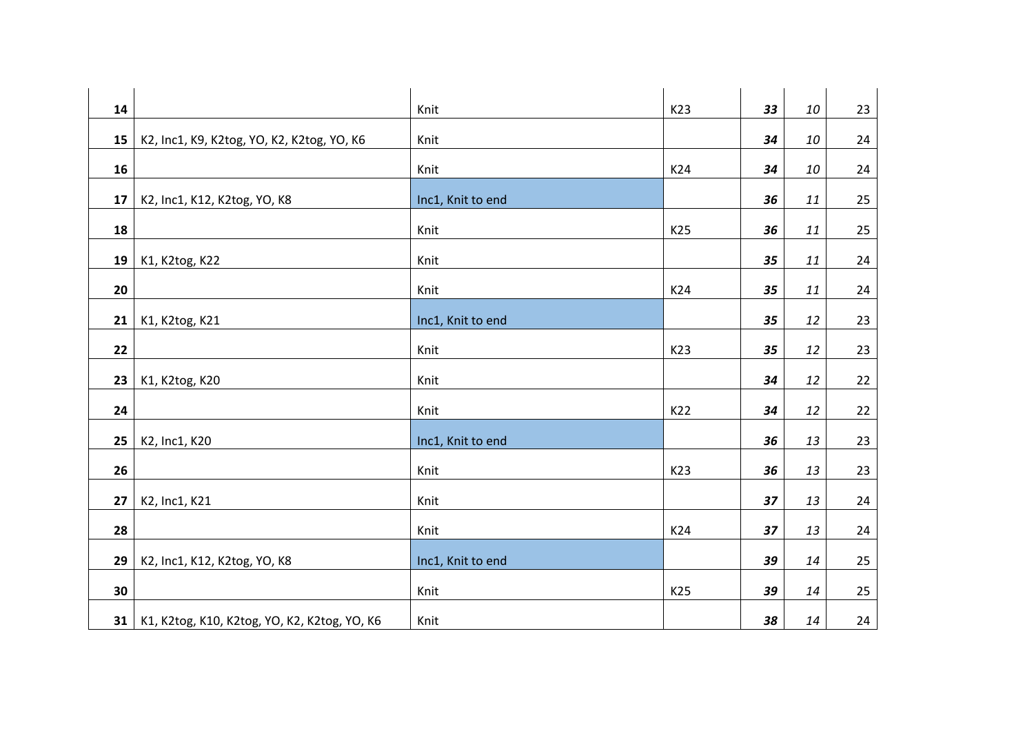| | | | | | | |
|---|---|---|---|---|---|---|
| **14** | | Knit | K23 | ***33*** | *10* | 23 |
| **15** | K2, Inc1, K9, K2tog, YO, K2, K2tog, YO, K6 | Knit | | ***34*** | *10* | 24 |
| **16** | | Knit | K24 | ***34*** | *10* | 24 |
| **17** | K2, Inc1, K12, K2tog, YO, K8 | Inc1, Knit to end | | ***36*** | *11* | 25 |
| **18** | | Knit | K25 | ***36*** | *11* | 25 |
| **19** | K1, K2tog, K22 | Knit | | ***35*** | *11* | 24 |
| **20** | | Knit | K24 | ***35*** | *11* | 24 |
| **21** | K1, K2tog, K21 | Inc1, Knit to end | | ***35*** | *12* | 23 |
| **22** | | Knit | K23 | ***35*** | *12* | 23 |
| **23** | K1, K2tog, K20 | Knit | | ***34*** | *12* | 22 |
| **24** | | Knit | K22 | ***34*** | *12* | 22 |
| **25** | K2, Inc1, K20 | Inc1, Knit to end | | ***36*** | *13* | 23 |
| **26** | | Knit | K23 | ***36*** | *13* | 23 |
| **27** | K2, Inc1, K21 | Knit | | ***37*** | *13* | 24 |
| **28** | | Knit | K24 | ***37*** | *13* | 24 |
| **29** | K2, Inc1, K12, K2tog, YO, K8 | Inc1, Knit to end | | ***39*** | *14* | 25 |
| **30** | | Knit | K25 | ***39*** | *14* | 25 |
| **31** | K1, K2tog, K10, K2tog, YO, K2, K2tog, YO, K6 | Knit | | ***38*** | *14* | 24 |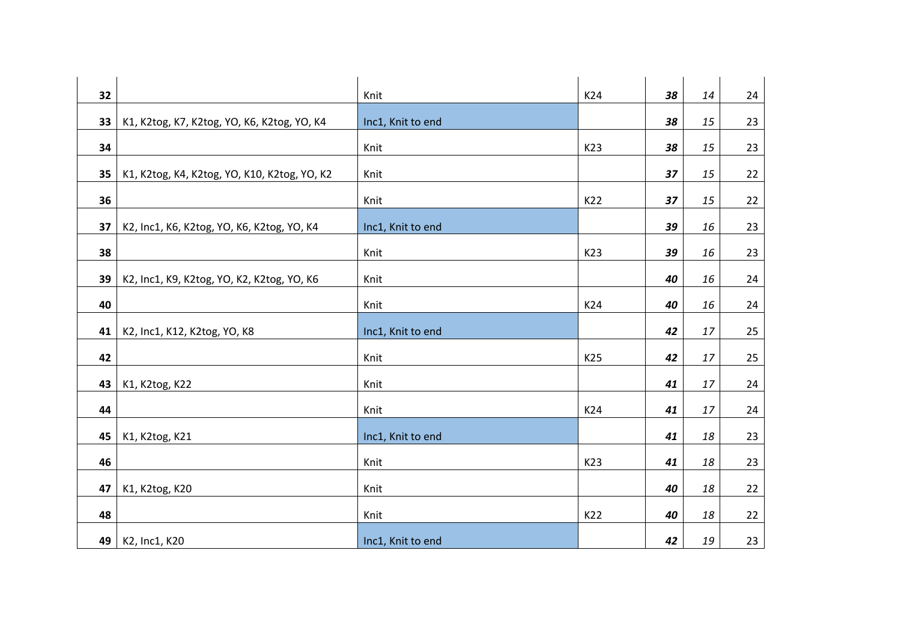| | | | | | | |
|---|---|---|---|---|---|---|
| **32** | | Knit | K24 | ***38*** | *14* | 24 |
| **33** | K1, K2tog, K7, K2tog, YO, K6, K2tog, YO, K4 | Inc1, Knit to end | | ***38*** | *15* | 23 |
| **34** | | Knit | K23 | ***38*** | *15* | 23 |
| **35** | K1, K2tog, K4, K2tog, YO, K10, K2tog, YO, K2 | Knit | | ***37*** | *15* | 22 |
| **36** | | Knit | K22 | ***37*** | *15* | 22 |
| **37** | K2, Inc1, K6, K2tog, YO, K6, K2tog, YO, K4 | Inc1, Knit to end | | ***39*** | *16* | 23 |
| **38** | | Knit | K23 | ***39*** | *16* | 23 |
| **39** | K2, Inc1, K9, K2tog, YO, K2, K2tog, YO, K6 | Knit | | ***40*** | *16* | 24 |
| **40** | | Knit | K24 | ***40*** | *16* | 24 |
| **41** | K2, Inc1, K12, K2tog, YO, K8 | Inc1, Knit to end | | ***42*** | *17* | 25 |
| **42** | | Knit | K25 | ***42*** | *17* | 25 |
| **43** | K1, K2tog, K22 | Knit | | ***41*** | *17* | 24 |
| **44** | | Knit | K24 | ***41*** | *17* | 24 |
| **45** | K1, K2tog, K21 | Inc1, Knit to end | | ***41*** | *18* | 23 |
| **46** | | Knit | K23 | ***41*** | *18* | 23 |
| **47** | K1, K2tog, K20 | Knit | | ***40*** | *18* | 22 |
| **48** | | Knit | K22 | ***40*** | *18* | 22 |
| **49** | K2, Inc1, K20 | Inc1, Knit to end | | ***42*** | *19* | 23 |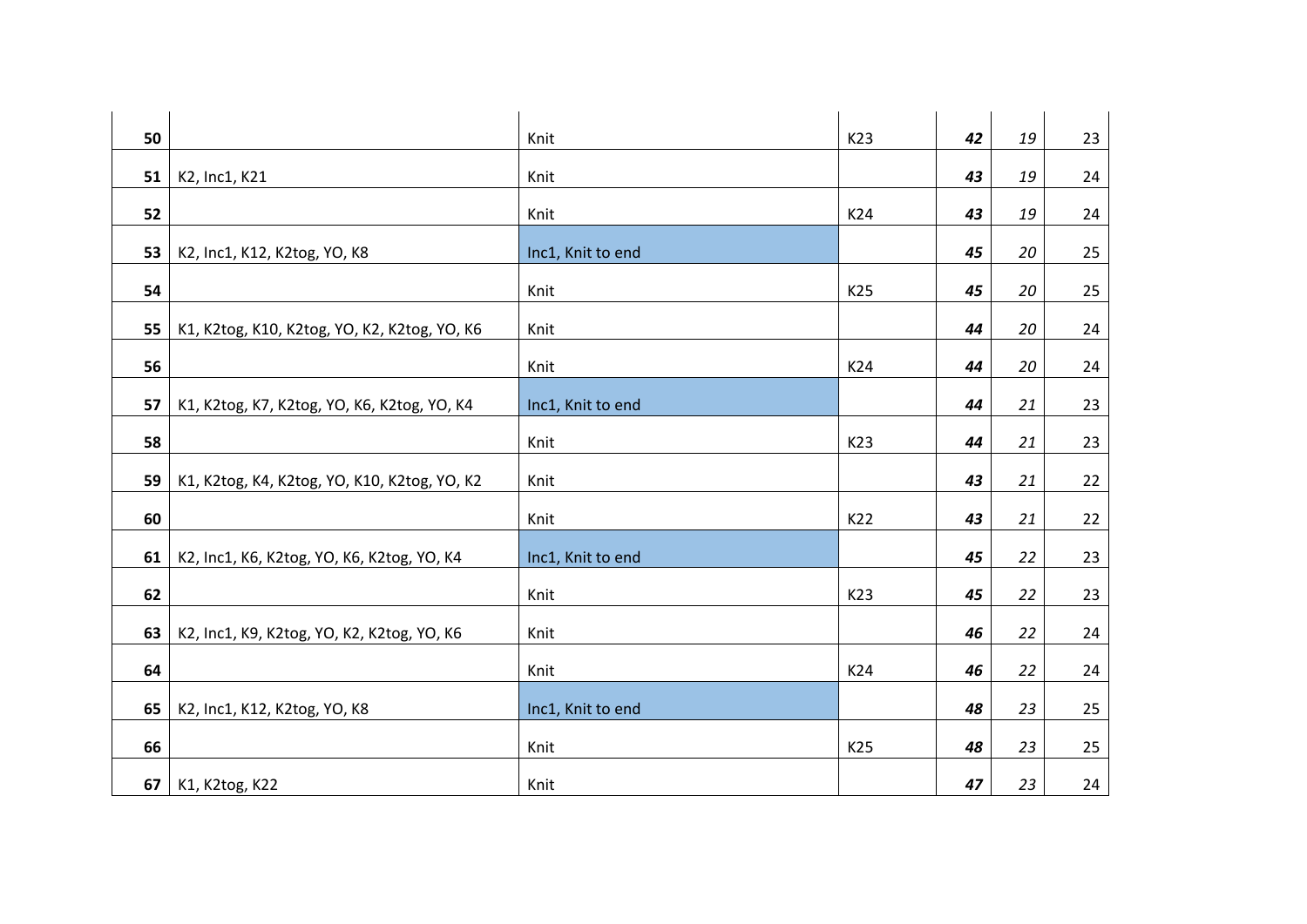| | | | | | | |
|---|---|---|---|---|---|---|
| **50** | | Knit | K23 | ***42*** | *19* | 23 |
| **51** | K2, Inc1, K21 | Knit | | ***43*** | *19* | 24 |
| **52** | | Knit | K24 | ***43*** | *19* | 24 |
| **53** | K2, Inc1, K12, K2tog, YO, K8 | Inc1, Knit to end | | ***45*** | *20* | 25 |
| **54** | | Knit | K25 | ***45*** | *20* | 25 |
| **55** | K1, K2tog, K10, K2tog, YO, K2, K2tog, YO, K6 | Knit | | ***44*** | *20* | 24 |
| **56** | | Knit | K24 | ***44*** | *20* | 24 |
| **57** | K1, K2tog, K7, K2tog, YO, K6, K2tog, YO, K4 | Inc1, Knit to end | | ***44*** | *21* | 23 |
| **58** | | Knit | K23 | ***44*** | *21* | 23 |
| **59** | K1, K2tog, K4, K2tog, YO, K10, K2tog, YO, K2 | Knit | | ***43*** | *21* | 22 |
| **60** | | Knit | K22 | ***43*** | *21* | 22 |
| **61** | K2, Inc1, K6, K2tog, YO, K6, K2tog, YO, K4 | Inc1, Knit to end | | ***45*** | *22* | 23 |
| **62** | | Knit | K23 | ***45*** | *22* | 23 |
| **63** | K2, Inc1, K9, K2tog, YO, K2, K2tog, YO, K6 | Knit | | ***46*** | *22* | 24 |
| **64** | | Knit | K24 | ***46*** | *22* | 24 |
| **65** | K2, Inc1, K12, K2tog, YO, K8 | Inc1, Knit to end | | ***48*** | *23* | 25 |
| **66** | | Knit | K25 | ***48*** | *23* | 25 |
| **67** | K1, K2tog, K22 | Knit | | ***47*** | *23* | 24 |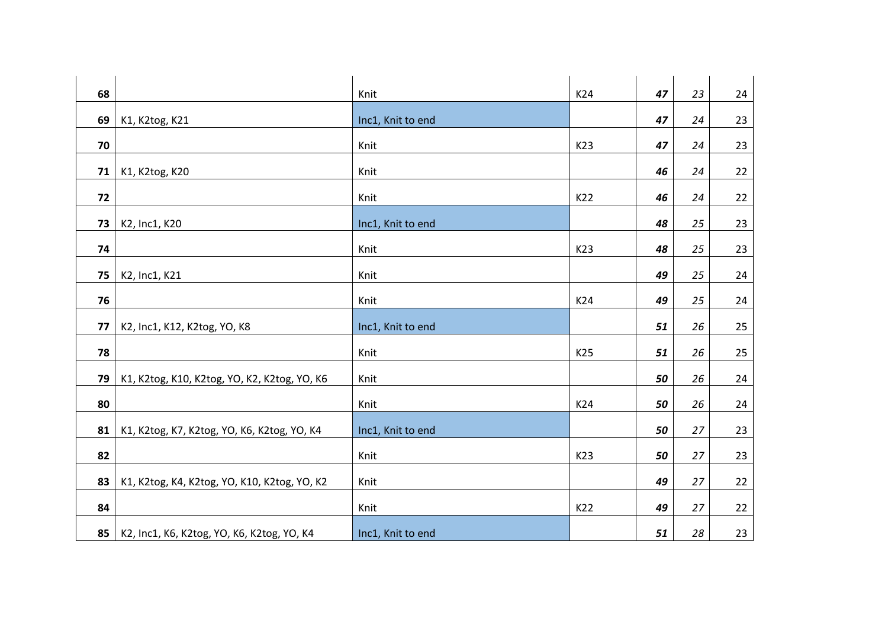| | | | | | | |
|---|---|---|---|---|---|---|
| **68** | | Knit | K24 | ***47*** | *23* | 24 |
| **69** | K1, K2tog, K21 | Inc1, Knit to end | | ***47*** | *24* | 23 |
| **70** | | Knit | K23 | ***47*** | *24* | 23 |
| **71** | K1, K2tog, K20 | Knit | | ***46*** | *24* | 22 |
| **72** | | Knit | K22 | ***46*** | *24* | 22 |
| **73** | K2, Inc1, K20 | Inc1, Knit to end | | ***48*** | *25* | 23 |
| **74** | | Knit | K23 | ***48*** | *25* | 23 |
| **75** | K2, Inc1, K21 | Knit | | ***49*** | *25* | 24 |
| **76** | | Knit | K24 | ***49*** | *25* | 24 |
| **77** | K2, Inc1, K12, K2tog, YO, K8 | Inc1, Knit to end | | ***51*** | *26* | 25 |
| **78** | | Knit | K25 | ***51*** | *26* | 25 |
| **79** | K1, K2tog, K10, K2tog, YO, K2, K2tog, YO, K6 | Knit | | ***50*** | *26* | 24 |
| **80** | | Knit | K24 | ***50*** | *26* | 24 |
| **81** | K1, K2tog, K7, K2tog, YO, K6, K2tog, YO, K4 | Inc1, Knit to end | | ***50*** | *27* | 23 |
| **82** | | Knit | K23 | ***50*** | *27* | 23 |
| **83** | K1, K2tog, K4, K2tog, YO, K10, K2tog, YO, K2 | Knit | | ***49*** | *27* | 22 |
| **84** | | Knit | K22 | ***49*** | *27* | 22 |
| **85** | K2, Inc1, K6, K2tog, YO, K6, K2tog, YO, K4 | Inc1, Knit to end | | ***51*** | *28* | 23 |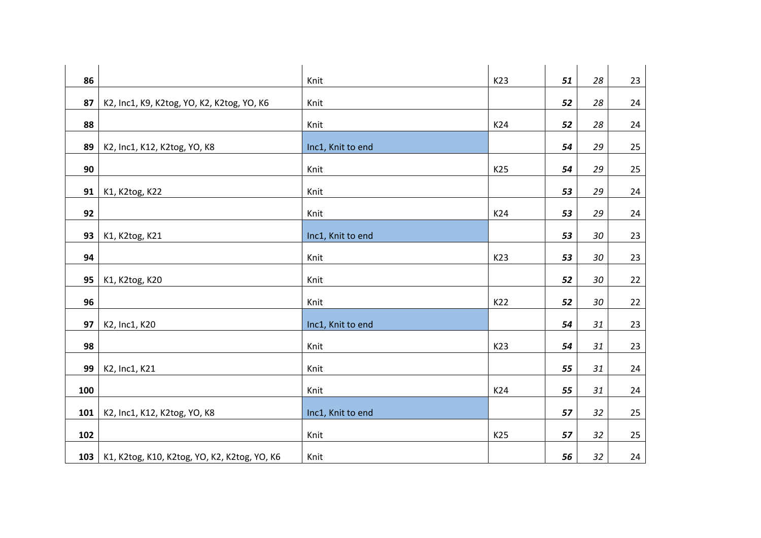| | | | | | | |
|---|---|---|---|---|---|---|
| **86** | | Knit | K23 | ***51*** | *28* | 23 |
| **87** | K2, Inc1, K9, K2tog, YO, K2, K2tog, YO, K6 | Knit | | ***52*** | *28* | 24 |
| **88** | | Knit | K24 | ***52*** | *28* | 24 |
| **89** | K2, Inc1, K12, K2tog, YO, K8 | Inc1, Knit to end | | ***54*** | *29* | 25 |
| **90** | | Knit | K25 | ***54*** | *29* | 25 |
| **91** | K1, K2tog, K22 | Knit | | ***53*** | *29* | 24 |
| **92** | | Knit | K24 | ***53*** | *29* | 24 |
| **93** | K1, K2tog, K21 | Inc1, Knit to end | | ***53*** | *30* | 23 |
| **94** | | Knit | K23 | ***53*** | *30* | 23 |
| **95** | K1, K2tog, K20 | Knit | | ***52*** | *30* | 22 |
| **96** | | Knit | K22 | ***52*** | *30* | 22 |
| **97** | K2, Inc1, K20 | Inc1, Knit to end | | ***54*** | *31* | 23 |
| **98** | | Knit | K23 | ***54*** | *31* | 23 |
| **99** | K2, Inc1, K21 | Knit | | ***55*** | *31* | 24 |
| **100** | | Knit | K24 | ***55*** | *31* | 24 |
| **101** | K2, Inc1, K12, K2tog, YO, K8 | Inc1, Knit to end | | ***57*** | *32* | 25 |
| **102** | | Knit | K25 | ***57*** | *32* | 25 |
| **103** | K1, K2tog, K10, K2tog, YO, K2, K2tog, YO, K6 | Knit | | ***56*** | *32* | 24 |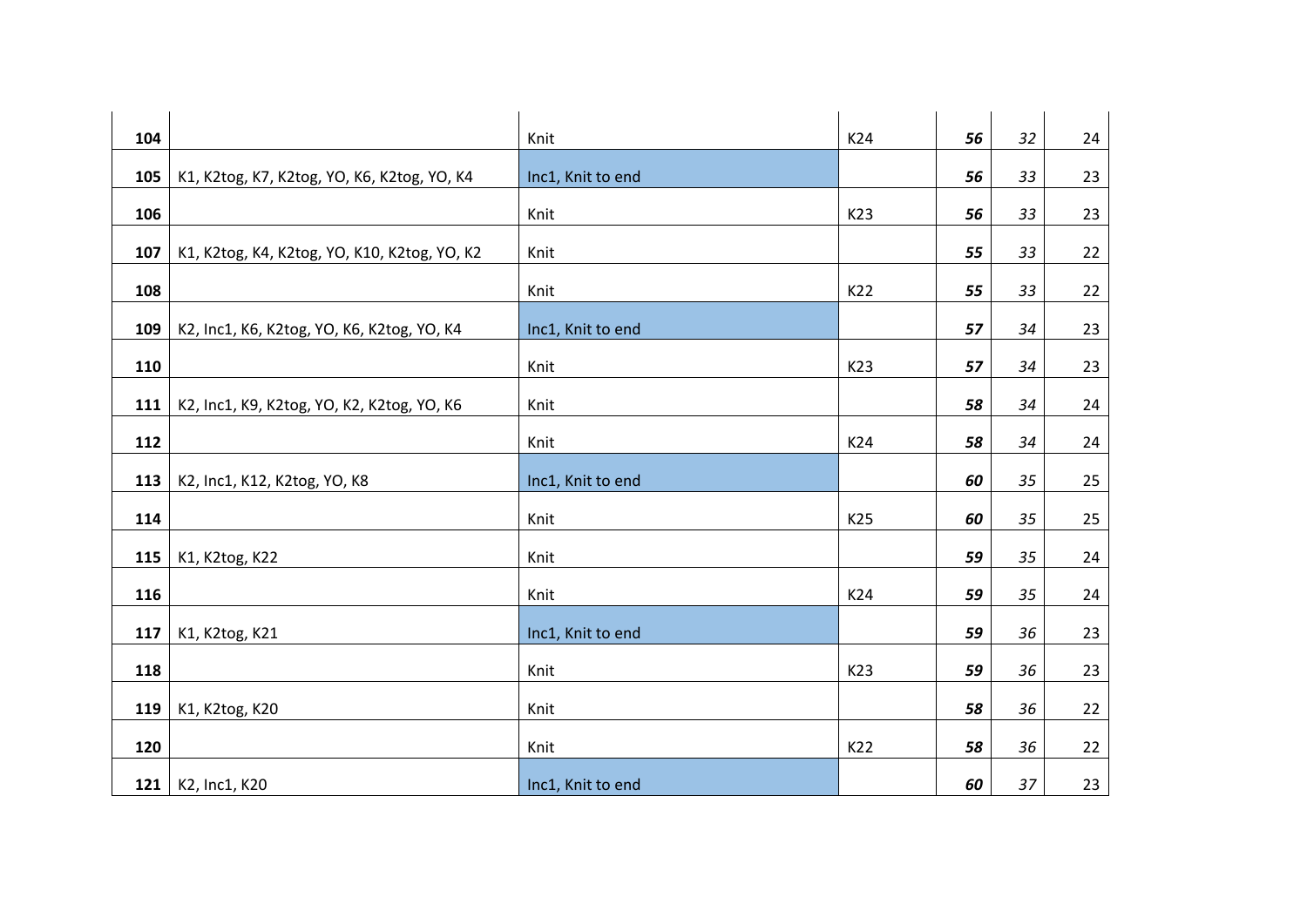| | | | | | | |
|---|---|---|---|---|---|---|
| **104** | | Knit | K24 | ***56*** | *32* | 24 |
| **105** | K1, K2tog, K7, K2tog, YO, K6, K2tog, YO, K4 | Inc1, Knit to end | | ***56*** | *33* | 23 |
| **106** | | Knit | K23 | ***56*** | *33* | 23 |
| **107** | K1, K2tog, K4, K2tog, YO, K10, K2tog, YO, K2 | Knit | | ***55*** | *33* | 22 |
| **108** | | Knit | K22 | ***55*** | *33* | 22 |
| **109** | K2, Inc1, K6, K2tog, YO, K6, K2tog, YO, K4 | Inc1, Knit to end | | ***57*** | *34* | 23 |
| **110** | | Knit | K23 | ***57*** | *34* | 23 |
| **111** | K2, Inc1, K9, K2tog, YO, K2, K2tog, YO, K6 | Knit | | ***58*** | *34* | 24 |
| **112** | | Knit | K24 | ***58*** | *34* | 24 |
| **113** | K2, Inc1, K12, K2tog, YO, K8 | Inc1, Knit to end | | ***60*** | *35* | 25 |
| **114** | | Knit | K25 | ***60*** | *35* | 25 |
| **115** | K1, K2tog, K22 | Knit | | ***59*** | *35* | 24 |
| **116** | | Knit | K24 | ***59*** | *35* | 24 |
| **117** | K1, K2tog, K21 | Inc1, Knit to end | | ***59*** | *36* | 23 |
| **118** | | Knit | K23 | ***59*** | *36* | 23 |
| **119** | K1, K2tog, K20 | Knit | | ***58*** | *36* | 22 |
| **120** | | Knit | K22 | ***58*** | *36* | 22 |
| **121** | K2, Inc1, K20 | Inc1, Knit to end | | ***60*** | *37* | 23 |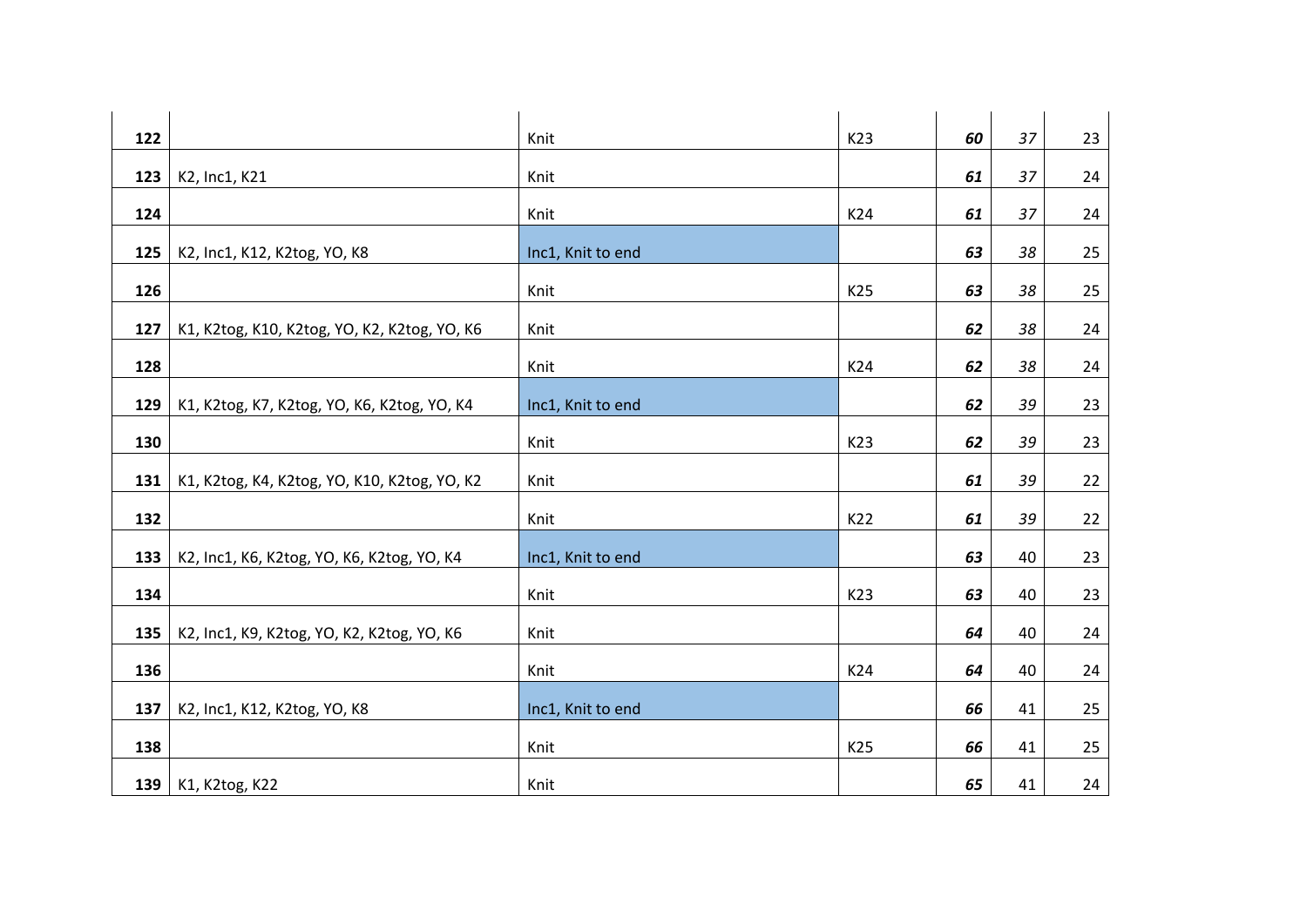| | | | | | | |
|---|---|---|---|---|---|---|
| **122** | | Knit | K23 | ***60*** | *37* | 23 |
| **123** | K2, Inc1, K21 | Knit | | ***61*** | *37* | 24 |
| **124** | | Knit | K24 | ***61*** | *37* | 24 |
| **125** | K2, Inc1, K12, K2tog, YO, K8 | Inc1, Knit to end | | ***63*** | *38* | 25 |
| **126** | | Knit | K25 | ***63*** | *38* | 25 |
| **127** | K1, K2tog, K10, K2tog, YO, K2, K2tog, YO, K6 | Knit | | ***62*** | *38* | 24 |
| **128** | | Knit | K24 | ***62*** | *38* | 24 |
| **129** | K1, K2tog, K7, K2tog, YO, K6, K2tog, YO, K4 | Inc1, Knit to end | | ***62*** | *39* | 23 |
| **130** | | Knit | K23 | ***62*** | *39* | 23 |
| **131** | K1, K2tog, K4, K2tog, YO, K10, K2tog, YO, K2 | Knit | | ***61*** | *39* | 22 |
| **132** | | Knit | K22 | ***61*** | *39* | 22 |
| **133** | K2, Inc1, K6, K2tog, YO, K6, K2tog, YO, K4 | Inc1, Knit to end | | ***63*** | 40 | 23 |
| **134** | | Knit | K23 | ***63*** | 40 | 23 |
| **135** | K2, Inc1, K9, K2tog, YO, K2, K2tog, YO, K6 | Knit | | ***64*** | 40 | 24 |
| **136** | | Knit | K24 | ***64*** | 40 | 24 |
| **137** | K2, Inc1, K12, K2tog, YO, K8 | Inc1, Knit to end | | ***66*** | 41 | 25 |
| **138** | | Knit | K25 | ***66*** | 41 | 25 |
| **139** | K1, K2tog, K22 | Knit | | ***65*** | 41 | 24 |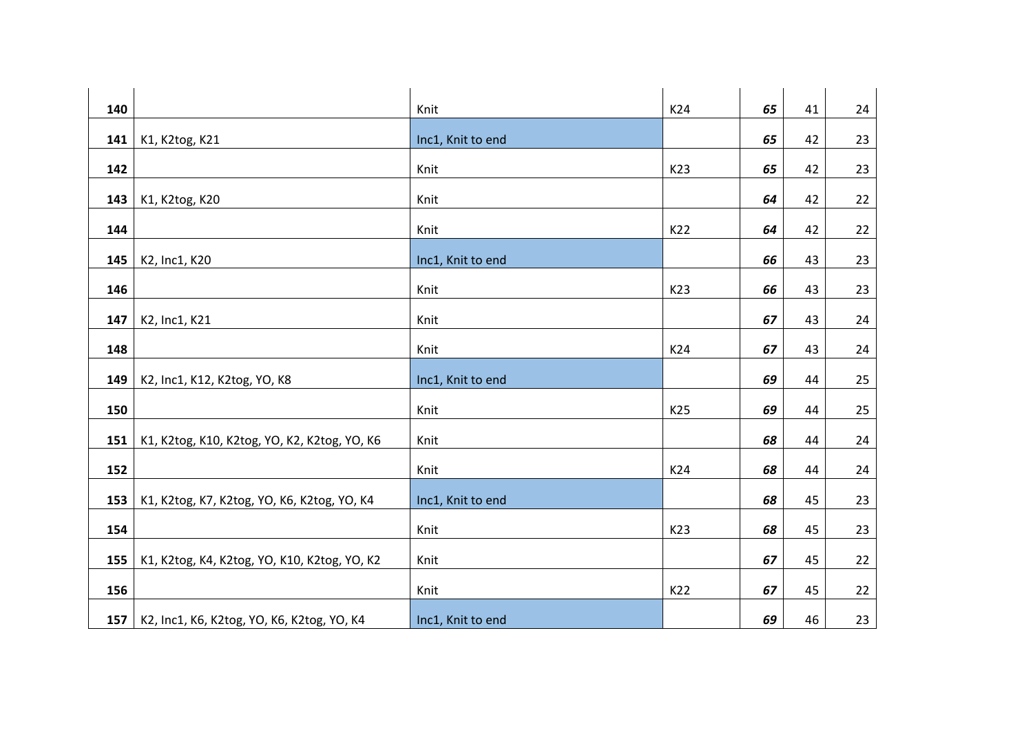| | | | | | | |
|---|---|---|---|---|---|---|
| **140** | | Knit | K24 | ***65*** | 41 | 24 |
| **141** | K1, K2tog, K21 | Inc1, Knit to end | | ***65*** | 42 | 23 |
| **142** | | Knit | K23 | ***65*** | 42 | 23 |
| **143** | K1, K2tog, K20 | Knit | | ***64*** | 42 | 22 |
| **144** | | Knit | K22 | ***64*** | 42 | 22 |
| **145** | K2, Inc1, K20 | Inc1, Knit to end | | ***66*** | 43 | 23 |
| **146** | | Knit | K23 | ***66*** | 43 | 23 |
| **147** | K2, Inc1, K21 | Knit | | ***67*** | 43 | 24 |
| **148** | | Knit | K24 | ***67*** | 43 | 24 |
| **149** | K2, Inc1, K12, K2tog, YO, K8 | Inc1, Knit to end | | ***69*** | 44 | 25 |
| **150** | | Knit | K25 | ***69*** | 44 | 25 |
| **151** | K1, K2tog, K10, K2tog, YO, K2, K2tog, YO, K6 | Knit | | ***68*** | 44 | 24 |
| **152** | | Knit | K24 | ***68*** | 44 | 24 |
| **153** | K1, K2tog, K7, K2tog, YO, K6, K2tog, YO, K4 | Inc1, Knit to end | | ***68*** | 45 | 23 |
| **154** | | Knit | K23 | ***68*** | 45 | 23 |
| **155** | K1, K2tog, K4, K2tog, YO, K10, K2tog, YO, K2 | Knit | | ***67*** | 45 | 22 |
| **156** | | Knit | K22 | ***67*** | 45 | 22 |
| **157** | K2, Inc1, K6, K2tog, YO, K6, K2tog, YO, K4 | Inc1, Knit to end | | ***69*** | 46 | 23 |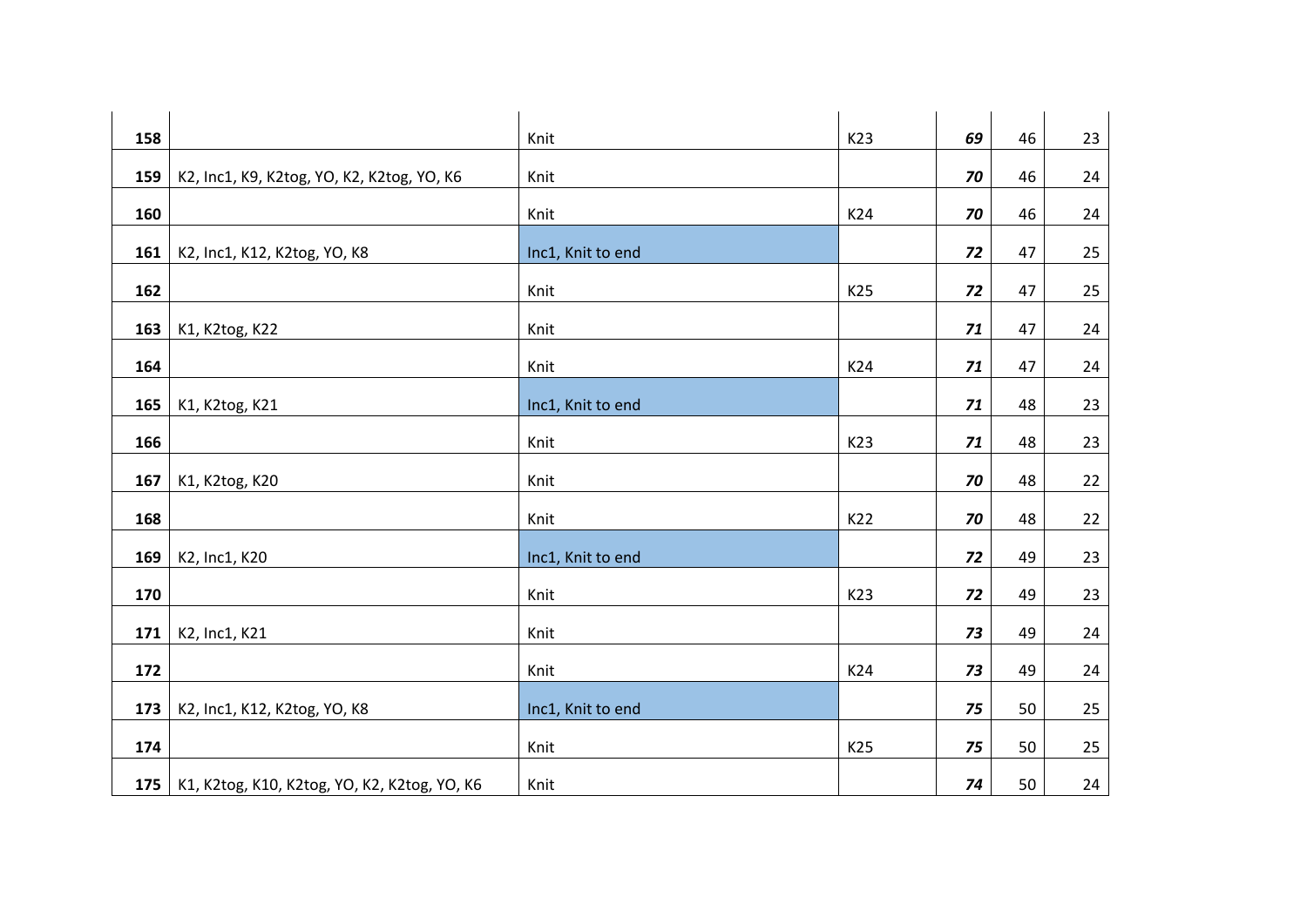| | | | | | | |
|---|---|---|---|---|---|---|
| **158** | | Knit | K23 | ***69*** | 46 | 23 |
| **159** | K2, Inc1, K9, K2tog, YO, K2, K2tog, YO, K6 | Knit | | ***70*** | 46 | 24 |
| **160** | | Knit | K24 | ***70*** | 46 | 24 |
| **161** | K2, Inc1, K12, K2tog, YO, K8 | Inc1, Knit to end | | ***72*** | 47 | 25 |
| **162** | | Knit | K25 | ***72*** | 47 | 25 |
| **163** | K1, K2tog, K22 | Knit | | ***71*** | 47 | 24 |
| **164** | | Knit | K24 | ***71*** | 47 | 24 |
| **165** | K1, K2tog, K21 | Inc1, Knit to end | | ***71*** | 48 | 23 |
| **166** | | Knit | K23 | ***71*** | 48 | 23 |
| **167** | K1, K2tog, K20 | Knit | | ***70*** | 48 | 22 |
| **168** | | Knit | K22 | ***70*** | 48 | 22 |
| **169** | K2, Inc1, K20 | Inc1, Knit to end | | ***72*** | 49 | 23 |
| **170** | | Knit | K23 | ***72*** | 49 | 23 |
| **171** | K2, Inc1, K21 | Knit | | ***73*** | 49 | 24 |
| **172** | | Knit | K24 | ***73*** | 49 | 24 |
| **173** | K2, Inc1, K12, K2tog, YO, K8 | Inc1, Knit to end | | ***75*** | 50 | 25 |
| **174** | | Knit | K25 | ***75*** | 50 | 25 |
| **175** | K1, K2tog, K10, K2tog, YO, K2, K2tog, YO, K6 | Knit | | ***74*** | 50 | 24 |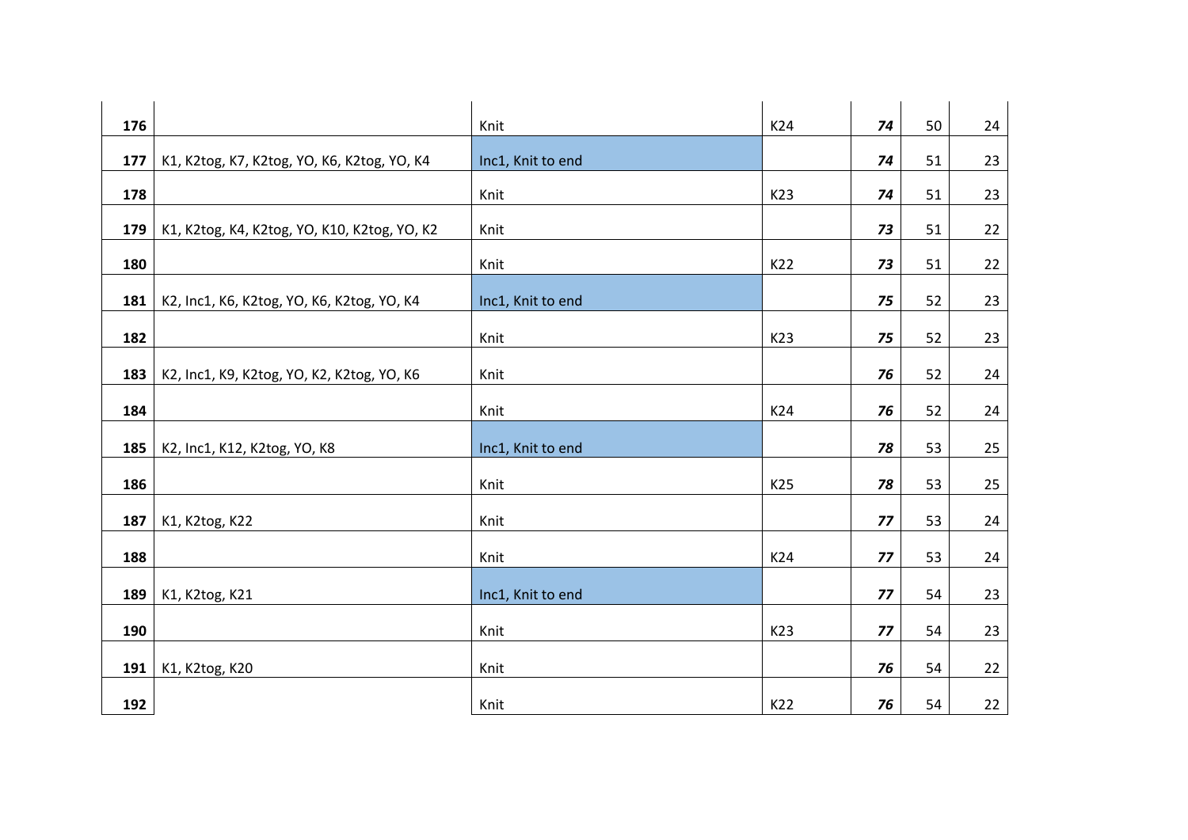| | | | | | | |
|---|---|---|---|---|---|---|
| **176** | | Knit | K24 | ***74*** | 50 | 24 |
| **177** | K1, K2tog, K7, K2tog, YO, K6, K2tog, YO, K4 | Inc1, Knit to end | | ***74*** | 51 | 23 |
| **178** | | Knit | K23 | ***74*** | 51 | 23 |
| **179** | K1, K2tog, K4, K2tog, YO, K10, K2tog, YO, K2 | Knit | | ***73*** | 51 | 22 |
| **180** | | Knit | K22 | ***73*** | 51 | 22 |
| **181** | K2, Inc1, K6, K2tog, YO, K6, K2tog, YO, K4 | Inc1, Knit to end | | ***75*** | 52 | 23 |
| **182** | | Knit | K23 | ***75*** | 52 | 23 |
| **183** | K2, Inc1, K9, K2tog, YO, K2, K2tog, YO, K6 | Knit | | ***76*** | 52 | 24 |
| **184** | | Knit | K24 | ***76*** | 52 | 24 |
| **185** | K2, Inc1, K12, K2tog, YO, K8 | Inc1, Knit to end | | ***78*** | 53 | 25 |
| **186** | | Knit | K25 | ***78*** | 53 | 25 |
| **187** | K1, K2tog, K22 | Knit | | ***77*** | 53 | 24 |
| **188** | | Knit | K24 | ***77*** | 53 | 24 |
| **189** | K1, K2tog, K21 | Inc1, Knit to end | | ***77*** | 54 | 23 |
| **190** | | Knit | K23 | ***77*** | 54 | 23 |
| **191** | K1, K2tog, K20 | Knit | | ***76*** | 54 | 22 |
| **192** | | Knit | K22 | ***76*** | 54 | 22 |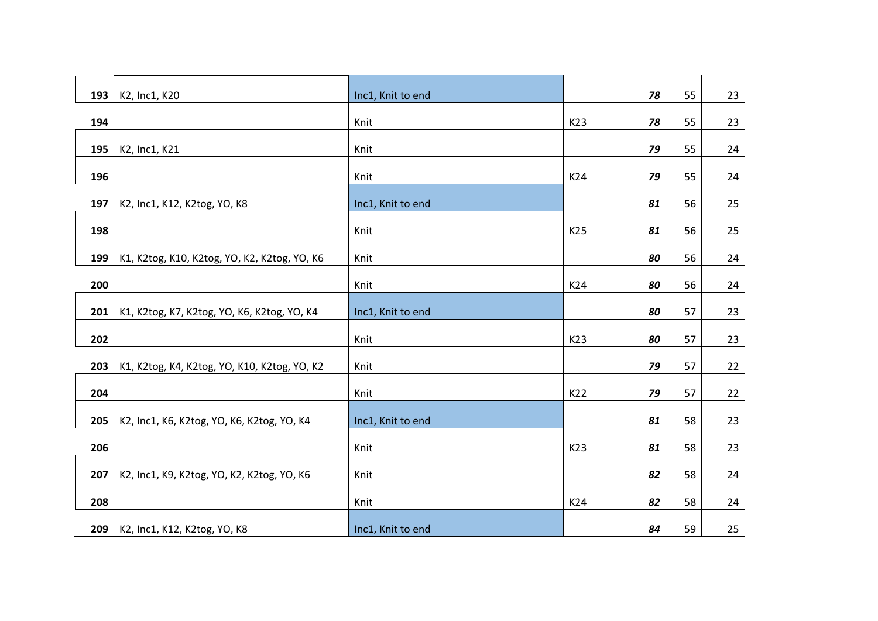| | | | | | | |
|---|---|---|---|---|---|---|
| **193** | K2, Inc1, K20 | Inc1, Knit to end | | ***78*** | 55 | 23 |
| **194** | | Knit | K23 | ***78*** | 55 | 23 |
| **195** | K2, Inc1, K21 | Knit | | ***79*** | 55 | 24 |
| **196** | | Knit | K24 | ***79*** | 55 | 24 |
| **197** | K2, Inc1, K12, K2tog, YO, K8 | Inc1, Knit to end | | ***81*** | 56 | 25 |
| **198** | | Knit | K25 | ***81*** | 56 | 25 |
| **199** | K1, K2tog, K10, K2tog, YO, K2, K2tog, YO, K6 | Knit | | ***80*** | 56 | 24 |
| **200** | | Knit | K24 | ***80*** | 56 | 24 |
| **201** | K1, K2tog, K7, K2tog, YO, K6, K2tog, YO, K4 | Inc1, Knit to end | | ***80*** | 57 | 23 |
| **202** | | Knit | K23 | ***80*** | 57 | 23 |
| **203** | K1, K2tog, K4, K2tog, YO, K10, K2tog, YO, K2 | Knit | | ***79*** | 57 | 22 |
| **204** | | Knit | K22 | ***79*** | 57 | 22 |
| **205** | K2, Inc1, K6, K2tog, YO, K6, K2tog, YO, K4 | Inc1, Knit to end | | ***81*** | 58 | 23 |
| **206** | | Knit | K23 | ***81*** | 58 | 23 |
| **207** | K2, Inc1, K9, K2tog, YO, K2, K2tog, YO, K6 | Knit | | ***82*** | 58 | 24 |
| **208** | | Knit | K24 | ***82*** | 58 | 24 |
| **209** | K2, Inc1, K12, K2tog, YO, K8 | Inc1, Knit to end | | ***84*** | 59 | 25 |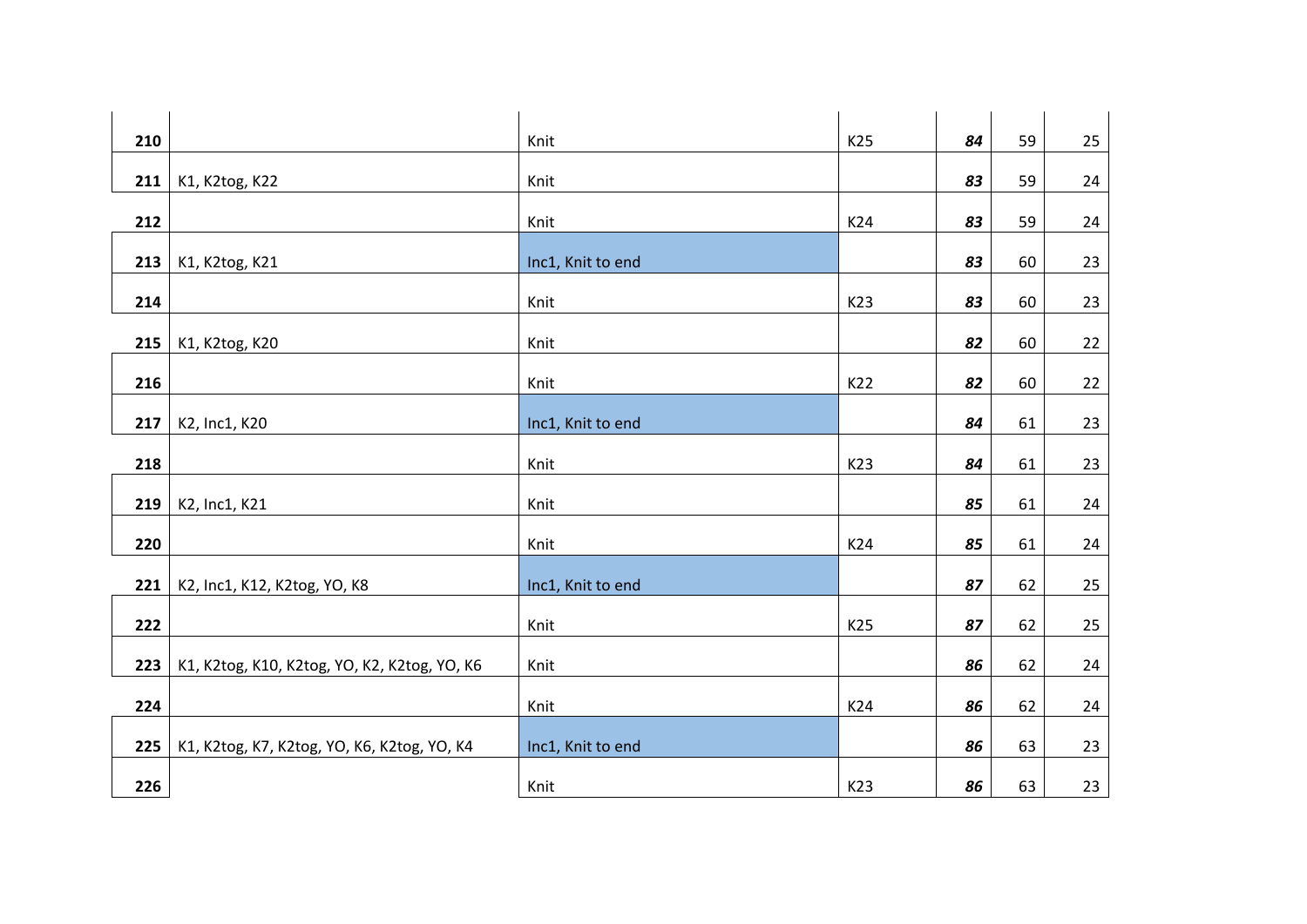| | | | | | | |
|---|---|---|---|---|---|---|
| **210** | | Knit | K25 | ***84*** | 59 | 25 |
| **211** | K1, K2tog, K22 | Knit | | ***83*** | 59 | 24 |
| **212** | | Knit | K24 | ***83*** | 59 | 24 |
| **213** | K1, K2tog, K21 | Inc1, Knit to end | | ***83*** | 60 | 23 |
| **214** | | Knit | K23 | ***83*** | 60 | 23 |
| **215** | K1, K2tog, K20 | Knit | | ***82*** | 60 | 22 |
| **216** | | Knit | K22 | ***82*** | 60 | 22 |
| **217** | K2, Inc1, K20 | Inc1, Knit to end | | ***84*** | 61 | 23 |
| **218** | | Knit | K23 | ***84*** | 61 | 23 |
| **219** | K2, Inc1, K21 | Knit | | ***85*** | 61 | 24 |
| **220** | | Knit | K24 | ***85*** | 61 | 24 |
| **221** | K2, Inc1, K12, K2tog, YO, K8 | Inc1, Knit to end | | ***87*** | 62 | 25 |
| **222** | | Knit | K25 | ***87*** | 62 | 25 |
| **223** | K1, K2tog, K10, K2tog, YO, K2, K2tog, YO, K6 | Knit | | ***86*** | 62 | 24 |
| **224** | | Knit | K24 | ***86*** | 62 | 24 |
| **225** | K1, K2tog, K7, K2tog, YO, K6, K2tog, YO, K4 | Inc1, Knit to end | | ***86*** | 63 | 23 |
| **226** | | Knit | K23 | ***86*** | 63 | 23 |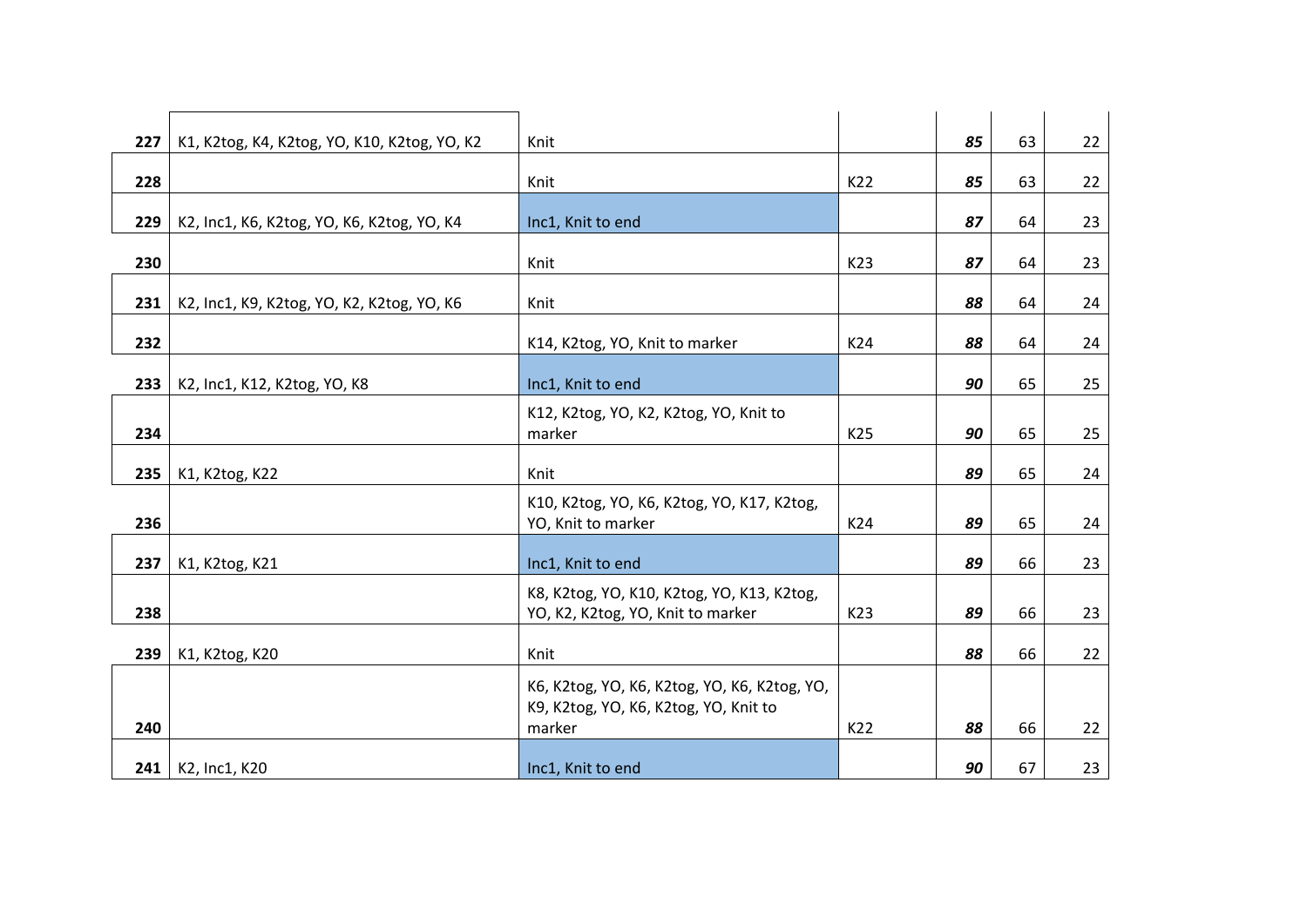| | | | | | | |
|---|---|---|---|---|---|---|
| **227** | K1, K2tog, K4, K2tog, YO, K10, K2tog, YO, K2 | Knit | | ***85*** | 63 | 22 |
| **228** | | Knit | K22 | ***85*** | 63 | 22 |
| **229** | K2, Inc1, K6, K2tog, YO, K6, K2tog, YO, K4 | Inc1, Knit to end | | ***87*** | 64 | 23 |
| **230** | | Knit | K23 | ***87*** | 64 | 23 |
| **231** | K2, Inc1, K9, K2tog, YO, K2, K2tog, YO, K6 | Knit | | ***88*** | 64 | 24 |
| **232** | | K14, K2tog, YO, Knit to marker | K24 | ***88*** | 64 | 24 |
| **233** | K2, Inc1, K12, K2tog, YO, K8 | Inc1, Knit to end | | ***90*** | 65 | 25 |
| **234** | | K12, K2tog, YO, K2, K2tog, YO, Knit to marker | K25 | ***90*** | 65 | 25 |
| **235** | K1, K2tog, K22 | Knit | | ***89*** | 65 | 24 |
| **236** | | K10, K2tog, YO, K6, K2tog, YO, K17, K2tog, YO, Knit to marker | K24 | ***89*** | 65 | 24 |
| **237** | K1, K2tog, K21 | Inc1, Knit to end | | ***89*** | 66 | 23 |
| **238** | | K8, K2tog, YO, K10, K2tog, YO, K13, K2tog, YO, K2, K2tog, YO, Knit to marker | K23 | ***89*** | 66 | 23 |
| **239** | K1, K2tog, K20 | Knit | | ***88*** | 66 | 22 |
| **240** | | K6, K2tog, YO, K6, K2tog, YO, K6, K2tog, YO, K9, K2tog, YO, K6, K2tog, YO, Knit to marker | K22 | ***88*** | 66 | 22 |
| **241** | K2, Inc1, K20 | Inc1, Knit to end | | ***90*** | 67 | 23 |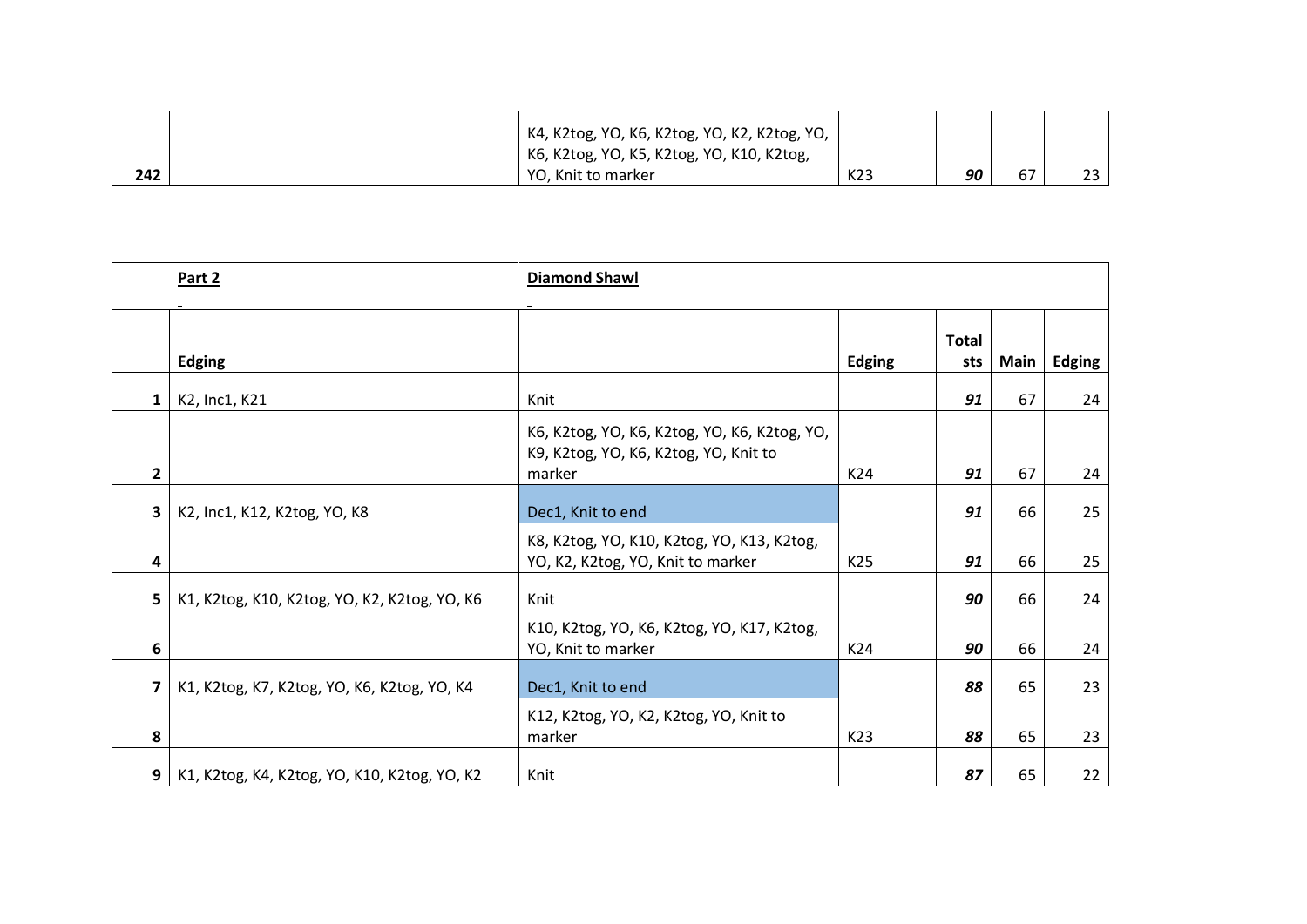| | | | | | | |
|---|---|---|---|---|---|---|
| 242 | | K4, K2tog, YO, K6, K2tog, YO, K2, K2tog, YO, K6, K2tog, YO, K5, K2tog, YO, K10, K2tog, YO, Knit to marker | K23 | ***90*** | 67 | 23 |

| | **Part 2** | **Diamond Shawl** | | | | |
|---|---|---|---|---|---|---|
| | **Edging** | | **Edging** | **Total sts** | **Main** | **Edging** |
| **1** | K2, Inc1, K21 | Knit | | ***91*** | 67 | 24 |
| **2** | | K6, K2tog, YO, K6, K2tog, YO, K6, K2tog, YO, K9, K2tog, YO, K6, K2tog, YO, Knit to marker | K24 | ***91*** | 67 | 24 |
| **3** | K2, Inc1, K12, K2tog, YO, K8 | Dec1, Knit to end | | ***91*** | 66 | 25 |
| **4** | | K8, K2tog, YO, K10, K2tog, YO, K13, K2tog, YO, K2, K2tog, YO, Knit to marker | K25 | ***91*** | 66 | 25 |
| **5** | K1, K2tog, K10, K2tog, YO, K2, K2tog, YO, K6 | Knit | | ***90*** | 66 | 24 |
| **6** | | K10, K2tog, YO, K6, K2tog, YO, K17, K2tog, YO, Knit to marker | K24 | ***90*** | 66 | 24 |
| **7** | K1, K2tog, K7, K2tog, YO, K6, K2tog, YO, K4 | Dec1, Knit to end | | ***88*** | 65 | 23 |
| **8** | | K12, K2tog, YO, K2, K2tog, YO, Knit to marker | K23 | ***88*** | 65 | 23 |
| **9** | K1, K2tog, K4, K2tog, YO, K10, K2tog, YO, K2 | Knit | | ***87*** | 65 | 22 |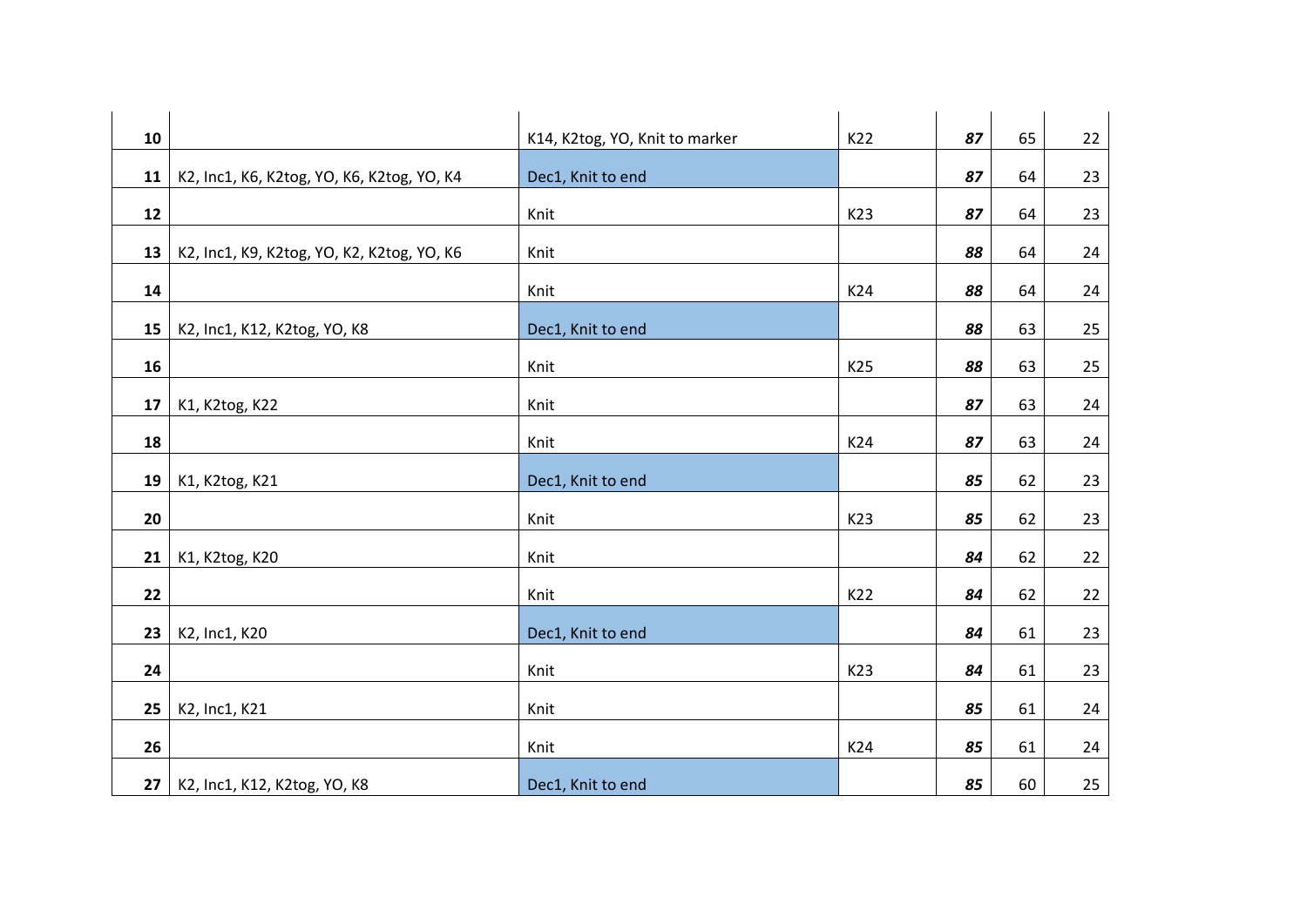| | | | | | | |
|---|---|---|---|---|---|---|
| 10 | | K14, K2tog, YO, Knit to marker | K22 | ***87*** | 65 | 22 |
| 11 | K2, Inc1, K6, K2tog, YO, K6, K2tog, YO, K4 | Dec1, Knit to end | | ***87*** | 64 | 23 |
| 12 | | Knit | K23 | ***87*** | 64 | 23 |
| 13 | K2, Inc1, K9, K2tog, YO, K2, K2tog, YO, K6 | Knit | | ***88*** | 64 | 24 |
| 14 | | Knit | K24 | ***88*** | 64 | 24 |
| 15 | K2, Inc1, K12, K2tog, YO, K8 | Dec1, Knit to end | | ***88*** | 63 | 25 |
| 16 | | Knit | K25 | ***88*** | 63 | 25 |
| 17 | K1, K2tog, K22 | Knit | | ***87*** | 63 | 24 |
| 18 | | Knit | K24 | ***87*** | 63 | 24 |
| 19 | K1, K2tog, K21 | Dec1, Knit to end | | ***85*** | 62 | 23 |
| 20 | | Knit | K23 | ***85*** | 62 | 23 |
| 21 | K1, K2tog, K20 | Knit | | ***84*** | 62 | 22 |
| 22 | | Knit | K22 | ***84*** | 62 | 22 |
| 23 | K2, Inc1, K20 | Dec1, Knit to end | | ***84*** | 61 | 23 |
| 24 | | Knit | K23 | ***84*** | 61 | 23 |
| 25 | K2, Inc1, K21 | Knit | | ***85*** | 61 | 24 |
| 26 | | Knit | K24 | ***85*** | 61 | 24 |
| 27 | K2, Inc1, K12, K2tog, YO, K8 | Dec1, Knit to end | | ***85*** | 60 | 25 |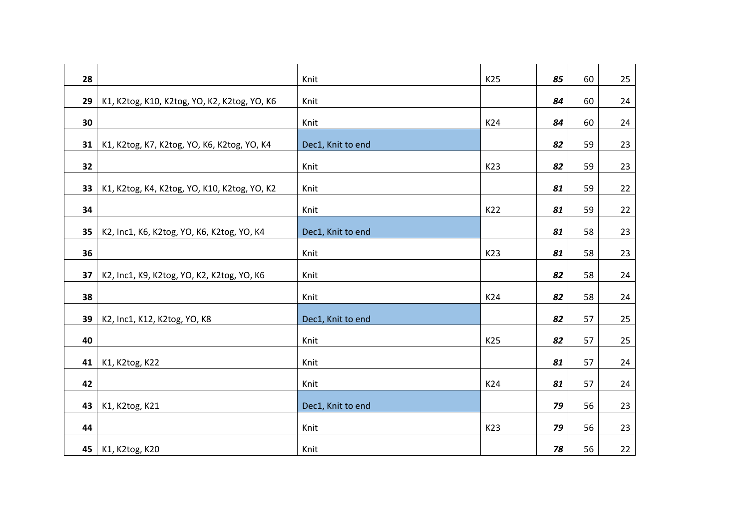| | | | | | | |
|---|---|---|---|---|---|---|
| **28** | | Knit | K25 | ***85*** | 60 | 25 |
| **29** | K1, K2tog, K10, K2tog, YO, K2, K2tog, YO, K6 | Knit | | ***84*** | 60 | 24 |
| **30** | | Knit | K24 | ***84*** | 60 | 24 |
| **31** | K1, K2tog, K7, K2tog, YO, K6, K2tog, YO, K4 | Dec1, Knit to end | | ***82*** | 59 | 23 |
| **32** | | Knit | K23 | ***82*** | 59 | 23 |
| **33** | K1, K2tog, K4, K2tog, YO, K10, K2tog, YO, K2 | Knit | | ***81*** | 59 | 22 |
| **34** | | Knit | K22 | ***81*** | 59 | 22 |
| **35** | K2, Inc1, K6, K2tog, YO, K6, K2tog, YO, K4 | Dec1, Knit to end | | ***81*** | 58 | 23 |
| **36** | | Knit | K23 | ***81*** | 58 | 23 |
| **37** | K2, Inc1, K9, K2tog, YO, K2, K2tog, YO, K6 | Knit | | ***82*** | 58 | 24 |
| **38** | | Knit | K24 | ***82*** | 58 | 24 |
| **39** | K2, Inc1, K12, K2tog, YO, K8 | Dec1, Knit to end | | ***82*** | 57 | 25 |
| **40** | | Knit | K25 | ***82*** | 57 | 25 |
| **41** | K1, K2tog, K22 | Knit | | ***81*** | 57 | 24 |
| **42** | | Knit | K24 | ***81*** | 57 | 24 |
| **43** | K1, K2tog, K21 | Dec1, Knit to end | | ***79*** | 56 | 23 |
| **44** | | Knit | K23 | ***79*** | 56 | 23 |
| **45** | K1, K2tog, K20 | Knit | | ***78*** | 56 | 22 |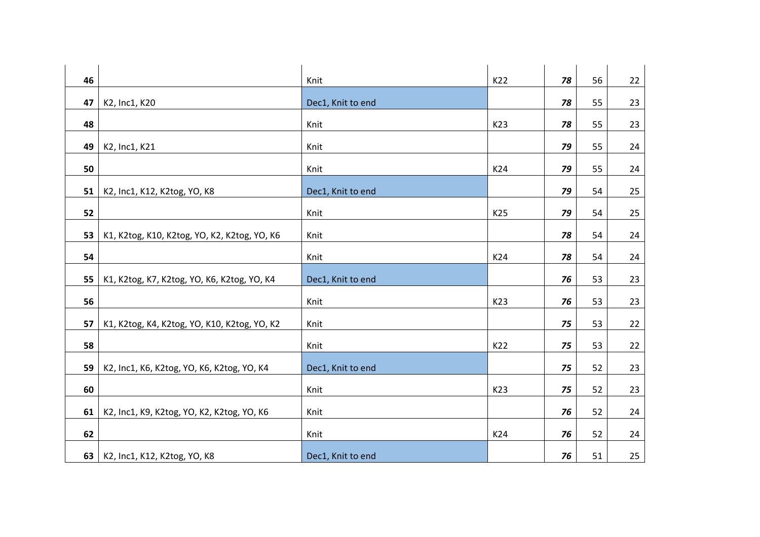| | | | | | | |
|---|---|---|---|---|---|---|
| **46** | | Knit | K22 | ***78*** | 56 | 22 |
| **47** | K2, Inc1, K20 | Dec1, Knit to end | | ***78*** | 55 | 23 |
| **48** | | Knit | K23 | ***78*** | 55 | 23 |
| **49** | K2, Inc1, K21 | Knit | | ***79*** | 55 | 24 |
| **50** | | Knit | K24 | ***79*** | 55 | 24 |
| **51** | K2, Inc1, K12, K2tog, YO, K8 | Dec1, Knit to end | | ***79*** | 54 | 25 |
| **52** | | Knit | K25 | ***79*** | 54 | 25 |
| **53** | K1, K2tog, K10, K2tog, YO, K2, K2tog, YO, K6 | Knit | | ***78*** | 54 | 24 |
| **54** | | Knit | K24 | ***78*** | 54 | 24 |
| **55** | K1, K2tog, K7, K2tog, YO, K6, K2tog, YO, K4 | Dec1, Knit to end | | ***76*** | 53 | 23 |
| **56** | | Knit | K23 | ***76*** | 53 | 23 |
| **57** | K1, K2tog, K4, K2tog, YO, K10, K2tog, YO, K2 | Knit | | ***75*** | 53 | 22 |
| **58** | | Knit | K22 | ***75*** | 53 | 22 |
| **59** | K2, Inc1, K6, K2tog, YO, K6, K2tog, YO, K4 | Dec1, Knit to end | | ***75*** | 52 | 23 |
| **60** | | Knit | K23 | ***75*** | 52 | 23 |
| **61** | K2, Inc1, K9, K2tog, YO, K2, K2tog, YO, K6 | Knit | | ***76*** | 52 | 24 |
| **62** | | Knit | K24 | ***76*** | 52 | 24 |
| **63** | K2, Inc1, K12, K2tog, YO, K8 | Dec1, Knit to end | | ***76*** | 51 | 25 |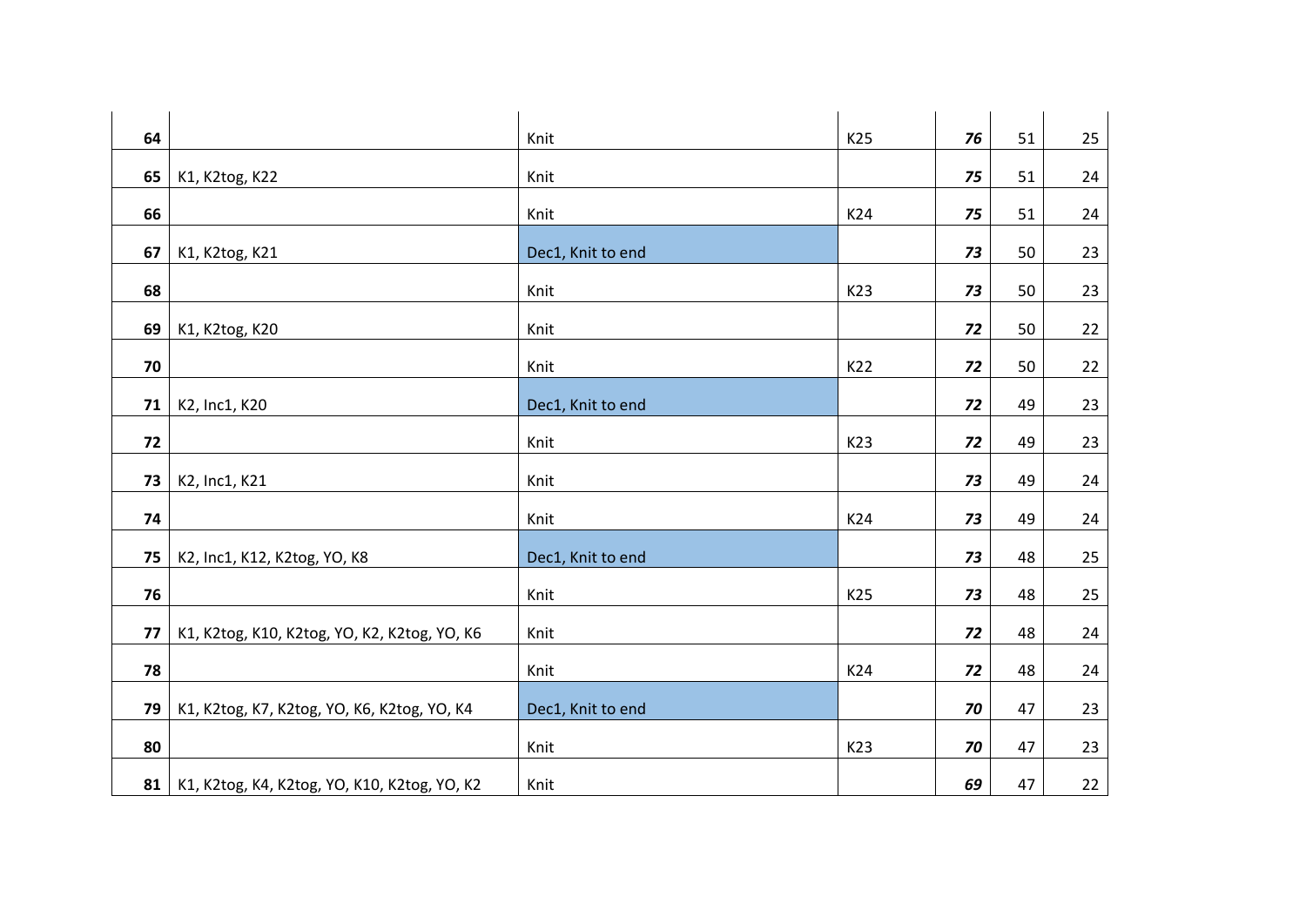| | | | | | | |
|---|---|---|---|---|---|---|
| **64** | | Knit | K25 | ***76*** | 51 | 25 |
| **65** | K1, K2tog, K22 | Knit | | ***75*** | 51 | 24 |
| **66** | | Knit | K24 | ***75*** | 51 | 24 |
| **67** | K1, K2tog, K21 | Dec1, Knit to end | | ***73*** | 50 | 23 |
| **68** | | Knit | K23 | ***73*** | 50 | 23 |
| **69** | K1, K2tog, K20 | Knit | | ***72*** | 50 | 22 |
| **70** | | Knit | K22 | ***72*** | 50 | 22 |
| **71** | K2, Inc1, K20 | Dec1, Knit to end | | ***72*** | 49 | 23 |
| **72** | | Knit | K23 | ***72*** | 49 | 23 |
| **73** | K2, Inc1, K21 | Knit | | ***73*** | 49 | 24 |
| **74** | | Knit | K24 | ***73*** | 49 | 24 |
| **75** | K2, Inc1, K12, K2tog, YO, K8 | Dec1, Knit to end | | ***73*** | 48 | 25 |
| **76** | | Knit | K25 | ***73*** | 48 | 25 |
| **77** | K1, K2tog, K10, K2tog, YO, K2, K2tog, YO, K6 | Knit | | ***72*** | 48 | 24 |
| **78** | | Knit | K24 | ***72*** | 48 | 24 |
| **79** | K1, K2tog, K7, K2tog, YO, K6, K2tog, YO, K4 | Dec1, Knit to end | | ***70*** | 47 | 23 |
| **80** | | Knit | K23 | ***70*** | 47 | 23 |
| **81** | K1, K2tog, K4, K2tog, YO, K10, K2tog, YO, K2 | Knit | | ***69*** | 47 | 22 |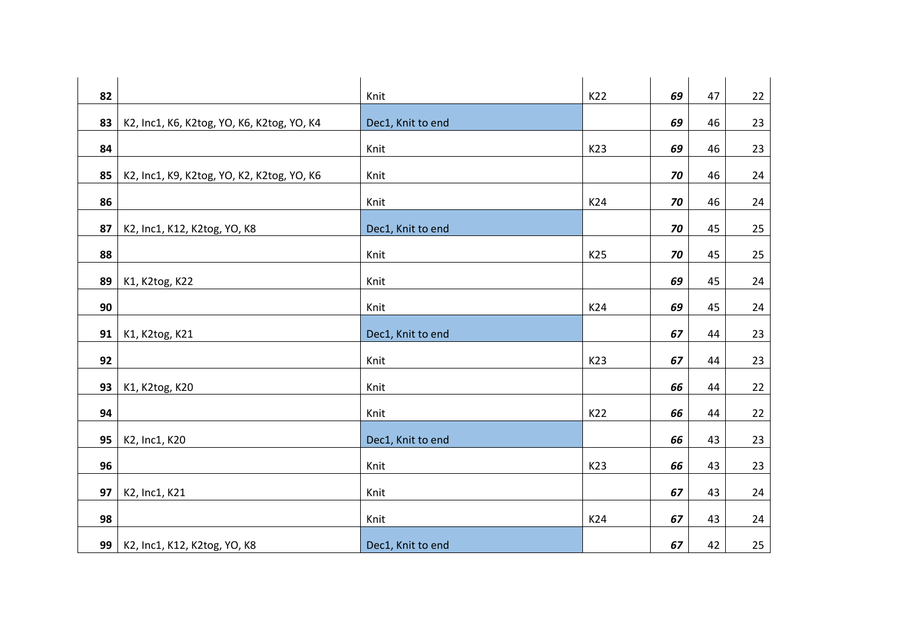| | | | | | | |
|---|---|---|---|---|---|---|
| **82** | | Knit | K22 | ***69*** | 47 | 22 |
| **83** | K2, Inc1, K6, K2tog, YO, K6, K2tog, YO, K4 | Dec1, Knit to end | | ***69*** | 46 | 23 |
| **84** | | Knit | K23 | ***69*** | 46 | 23 |
| **85** | K2, Inc1, K9, K2tog, YO, K2, K2tog, YO, K6 | Knit | | ***70*** | 46 | 24 |
| **86** | | Knit | K24 | ***70*** | 46 | 24 |
| **87** | K2, Inc1, K12, K2tog, YO, K8 | Dec1, Knit to end | | ***70*** | 45 | 25 |
| **88** | | Knit | K25 | ***70*** | 45 | 25 |
| **89** | K1, K2tog, K22 | Knit | | ***69*** | 45 | 24 |
| **90** | | Knit | K24 | ***69*** | 45 | 24 |
| **91** | K1, K2tog, K21 | Dec1, Knit to end | | ***67*** | 44 | 23 |
| **92** | | Knit | K23 | ***67*** | 44 | 23 |
| **93** | K1, K2tog, K20 | Knit | | ***66*** | 44 | 22 |
| **94** | | Knit | K22 | ***66*** | 44 | 22 |
| **95** | K2, Inc1, K20 | Dec1, Knit to end | | ***66*** | 43 | 23 |
| **96** | | Knit | K23 | ***66*** | 43 | 23 |
| **97** | K2, Inc1, K21 | Knit | | ***67*** | 43 | 24 |
| **98** | | Knit | K24 | ***67*** | 43 | 24 |
| **99** | K2, Inc1, K12, K2tog, YO, K8 | Dec1, Knit to end | | ***67*** | 42 | 25 |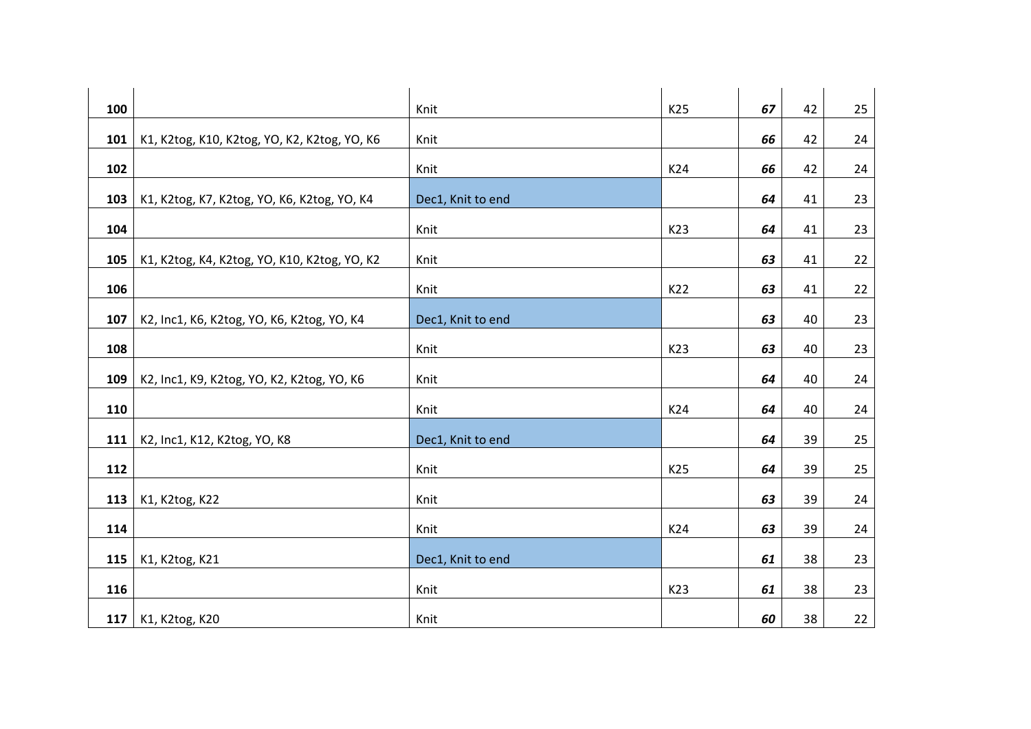| | | | | | | |
|---|---|---|---|---|---|---|
| **100** | | Knit | K25 | ***67*** | 42 | 25 |
| **101** | K1, K2tog, K10, K2tog, YO, K2, K2tog, YO, K6 | Knit | | ***66*** | 42 | 24 |
| **102** | | Knit | K24 | ***66*** | 42 | 24 |
| **103** | K1, K2tog, K7, K2tog, YO, K6, K2tog, YO, K4 | Dec1, Knit to end | | ***64*** | 41 | 23 |
| **104** | | Knit | K23 | ***64*** | 41 | 23 |
| **105** | K1, K2tog, K4, K2tog, YO, K10, K2tog, YO, K2 | Knit | | ***63*** | 41 | 22 |
| **106** | | Knit | K22 | ***63*** | 41 | 22 |
| **107** | K2, Inc1, K6, K2tog, YO, K6, K2tog, YO, K4 | Dec1, Knit to end | | ***63*** | 40 | 23 |
| **108** | | Knit | K23 | ***63*** | 40 | 23 |
| **109** | K2, Inc1, K9, K2tog, YO, K2, K2tog, YO, K6 | Knit | | ***64*** | 40 | 24 |
| **110** | | Knit | K24 | ***64*** | 40 | 24 |
| **111** | K2, Inc1, K12, K2tog, YO, K8 | Dec1, Knit to end | | ***64*** | 39 | 25 |
| **112** | | Knit | K25 | ***64*** | 39 | 25 |
| **113** | K1, K2tog, K22 | Knit | | ***63*** | 39 | 24 |
| **114** | | Knit | K24 | ***63*** | 39 | 24 |
| **115** | K1, K2tog, K21 | Dec1, Knit to end | | ***61*** | 38 | 23 |
| **116** | | Knit | K23 | ***61*** | 38 | 23 |
| **117** | K1, K2tog, K20 | Knit | | ***60*** | 38 | 22 |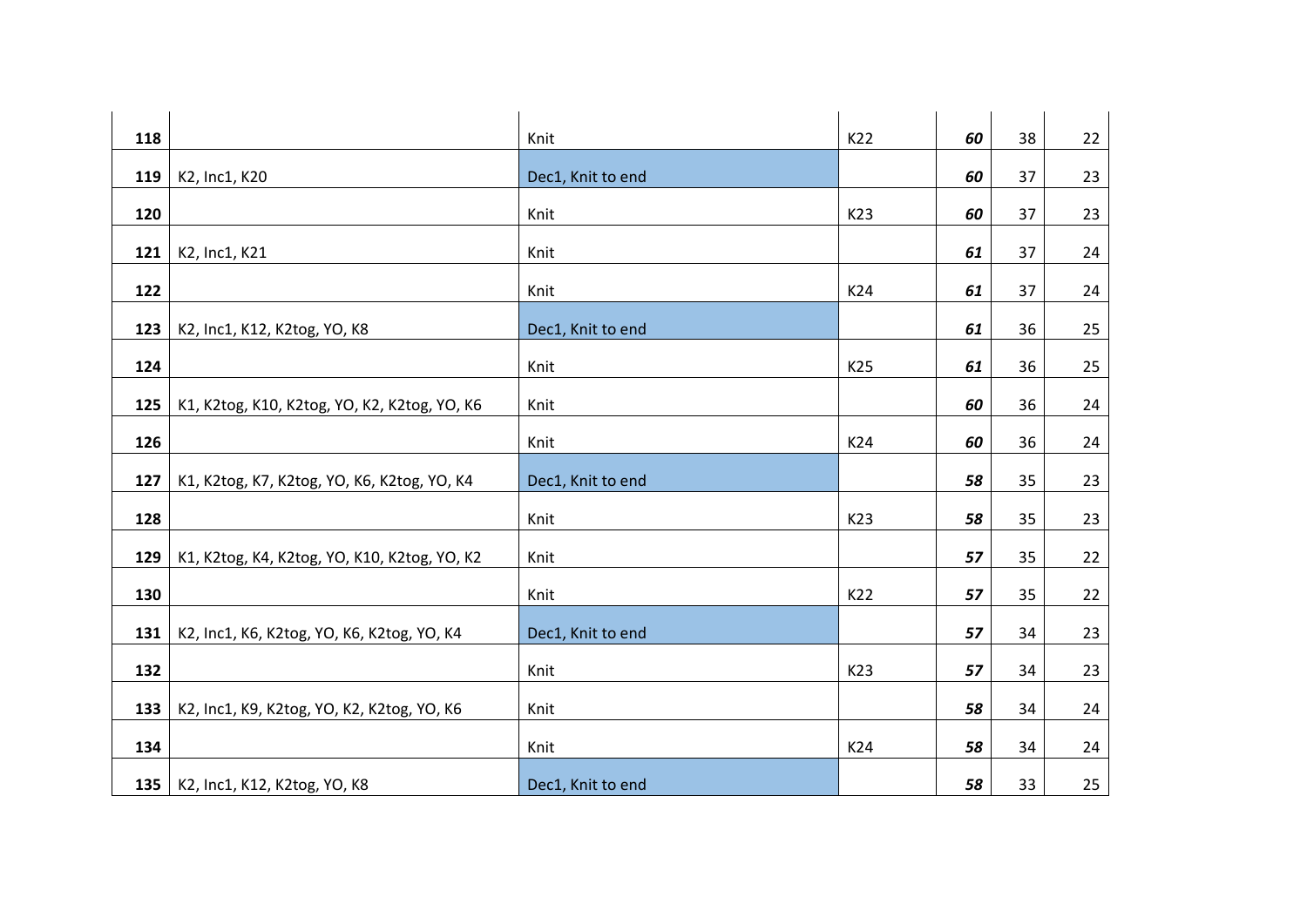| | | | | | | |
|---|---|---|---|---|---|---|
| **118** | | Knit | K22 | ***60*** | 38 | 22 |
| **119** | K2, Inc1, K20 | Dec1, Knit to end | | ***60*** | 37 | 23 |
| **120** | | Knit | K23 | ***60*** | 37 | 23 |
| **121** | K2, Inc1, K21 | Knit | | ***61*** | 37 | 24 |
| **122** | | Knit | K24 | ***61*** | 37 | 24 |
| **123** | K2, Inc1, K12, K2tog, YO, K8 | Dec1, Knit to end | | ***61*** | 36 | 25 |
| **124** | | Knit | K25 | ***61*** | 36 | 25 |
| **125** | K1, K2tog, K10, K2tog, YO, K2, K2tog, YO, K6 | Knit | | ***60*** | 36 | 24 |
| **126** | | Knit | K24 | ***60*** | 36 | 24 |
| **127** | K1, K2tog, K7, K2tog, YO, K6, K2tog, YO, K4 | Dec1, Knit to end | | ***58*** | 35 | 23 |
| **128** | | Knit | K23 | ***58*** | 35 | 23 |
| **129** | K1, K2tog, K4, K2tog, YO, K10, K2tog, YO, K2 | Knit | | ***57*** | 35 | 22 |
| **130** | | Knit | K22 | ***57*** | 35 | 22 |
| **131** | K2, Inc1, K6, K2tog, YO, K6, K2tog, YO, K4 | Dec1, Knit to end | | ***57*** | 34 | 23 |
| **132** | | Knit | K23 | ***57*** | 34 | 23 |
| **133** | K2, Inc1, K9, K2tog, YO, K2, K2tog, YO, K6 | Knit | | ***58*** | 34 | 24 |
| **134** | | Knit | K24 | ***58*** | 34 | 24 |
| **135** | K2, Inc1, K12, K2tog, YO, K8 | Dec1, Knit to end | | ***58*** | 33 | 25 |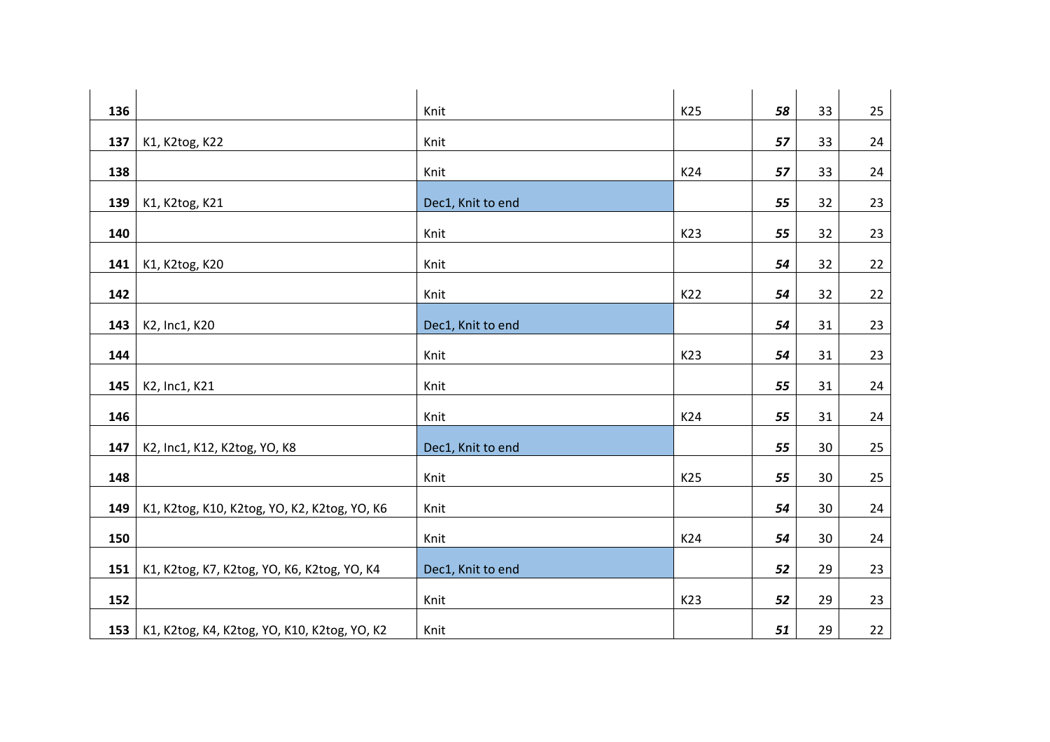| | | | | | | |
|---|---|---|---|---|---|---|
| **136** | | Knit | K25 | ***58*** | 33 | 25 |
| **137** | K1, K2tog, K22 | Knit | | ***57*** | 33 | 24 |
| **138** | | Knit | K24 | ***57*** | 33 | 24 |
| **139** | K1, K2tog, K21 | Dec1, Knit to end | | ***55*** | 32 | 23 |
| **140** | | Knit | K23 | ***55*** | 32 | 23 |
| **141** | K1, K2tog, K20 | Knit | | ***54*** | 32 | 22 |
| **142** | | Knit | K22 | ***54*** | 32 | 22 |
| **143** | K2, Inc1, K20 | Dec1, Knit to end | | ***54*** | 31 | 23 |
| **144** | | Knit | K23 | ***54*** | 31 | 23 |
| **145** | K2, Inc1, K21 | Knit | | ***55*** | 31 | 24 |
| **146** | | Knit | K24 | ***55*** | 31 | 24 |
| **147** | K2, Inc1, K12, K2tog, YO, K8 | Dec1, Knit to end | | ***55*** | 30 | 25 |
| **148** | | Knit | K25 | ***55*** | 30 | 25 |
| **149** | K1, K2tog, K10, K2tog, YO, K2, K2tog, YO, K6 | Knit | | ***54*** | 30 | 24 |
| **150** | | Knit | K24 | ***54*** | 30 | 24 |
| **151** | K1, K2tog, K7, K2tog, YO, K6, K2tog, YO, K4 | Dec1, Knit to end | | ***52*** | 29 | 23 |
| **152** | | Knit | K23 | ***52*** | 29 | 23 |
| **153** | K1, K2tog, K4, K2tog, YO, K10, K2tog, YO, K2 | Knit | | ***51*** | 29 | 22 |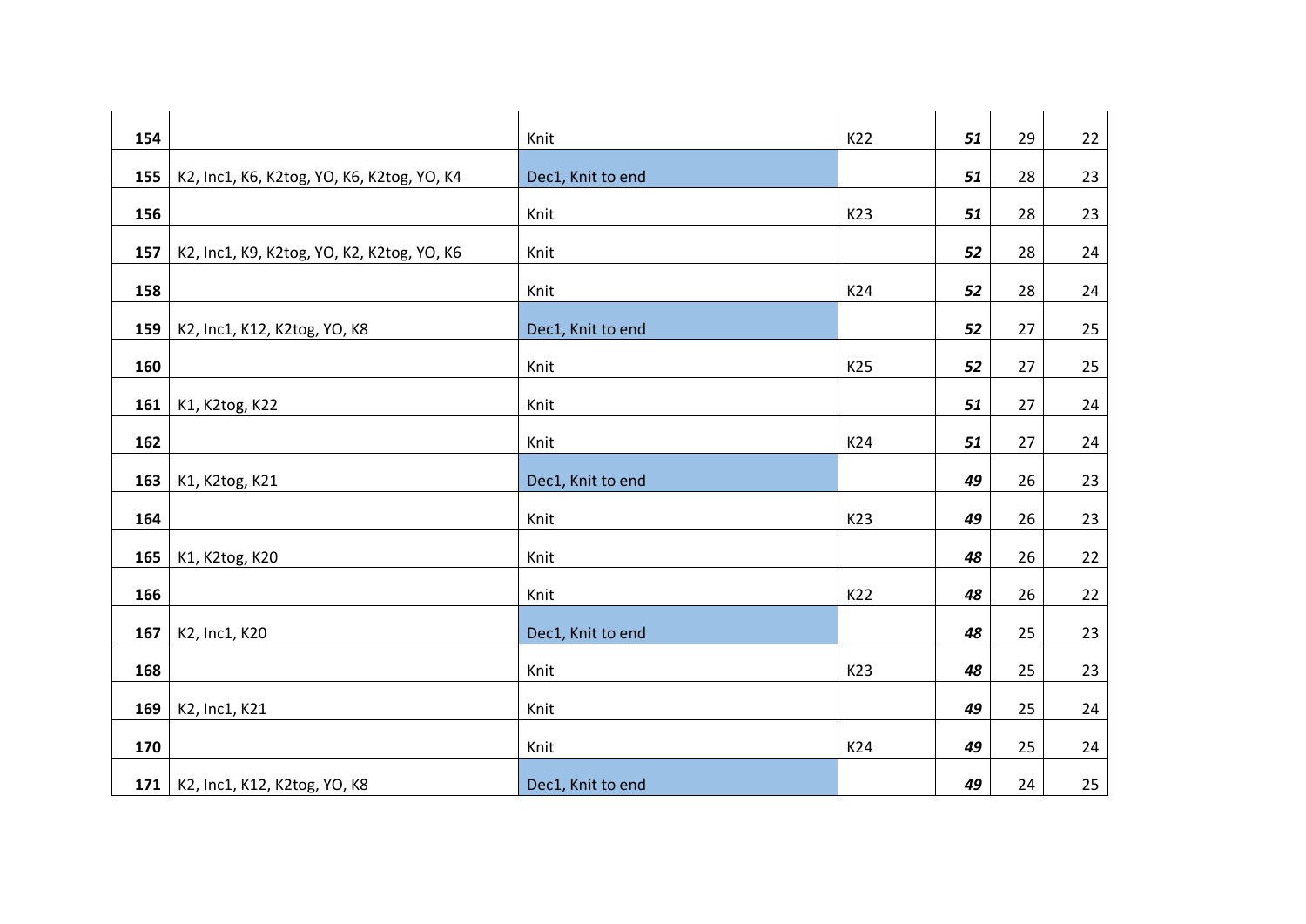| | | | | | | |
|---|---|---|---|---|---|---|
| **154** | | Knit | K22 | ***51*** | 29 | 22 |
| **155** | K2, Inc1, K6, K2tog, YO, K6, K2tog, YO, K4 | Dec1, Knit to end | | ***51*** | 28 | 23 |
| **156** | | Knit | K23 | ***51*** | 28 | 23 |
| **157** | K2, Inc1, K9, K2tog, YO, K2, K2tog, YO, K6 | Knit | | ***52*** | 28 | 24 |
| **158** | | Knit | K24 | ***52*** | 28 | 24 |
| **159** | K2, Inc1, K12, K2tog, YO, K8 | Dec1, Knit to end | | ***52*** | 27 | 25 |
| **160** | | Knit | K25 | ***52*** | 27 | 25 |
| **161** | K1, K2tog, K22 | Knit | | ***51*** | 27 | 24 |
| **162** | | Knit | K24 | ***51*** | 27 | 24 |
| **163** | K1, K2tog, K21 | Dec1, Knit to end | | ***49*** | 26 | 23 |
| **164** | | Knit | K23 | ***49*** | 26 | 23 |
| **165** | K1, K2tog, K20 | Knit | | ***48*** | 26 | 22 |
| **166** | | Knit | K22 | ***48*** | 26 | 22 |
| **167** | K2, Inc1, K20 | Dec1, Knit to end | | ***48*** | 25 | 23 |
| **168** | | Knit | K23 | ***48*** | 25 | 23 |
| **169** | K2, Inc1, K21 | Knit | | ***49*** | 25 | 24 |
| **170** | | Knit | K24 | ***49*** | 25 | 24 |
| **171** | K2, Inc1, K12, K2tog, YO, K8 | Dec1, Knit to end | | ***49*** | 24 | 25 |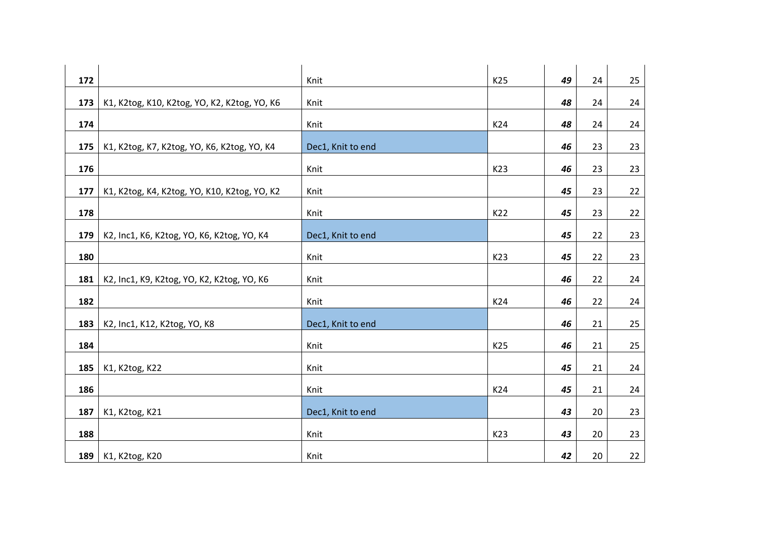| | | | | | | |
|---|---|---|---|---|---|---|
| **172** | | Knit | K25 | ***49*** | 24 | 25 |
| **173** | K1, K2tog, K10, K2tog, YO, K2, K2tog, YO, K6 | Knit | | ***48*** | 24 | 24 |
| **174** | | Knit | K24 | ***48*** | 24 | 24 |
| **175** | K1, K2tog, K7, K2tog, YO, K6, K2tog, YO, K4 | Dec1, Knit to end | | ***46*** | 23 | 23 |
| **176** | | Knit | K23 | ***46*** | 23 | 23 |
| **177** | K1, K2tog, K4, K2tog, YO, K10, K2tog, YO, K2 | Knit | | ***45*** | 23 | 22 |
| **178** | | Knit | K22 | ***45*** | 23 | 22 |
| **179** | K2, Inc1, K6, K2tog, YO, K6, K2tog, YO, K4 | Dec1, Knit to end | | ***45*** | 22 | 23 |
| **180** | | Knit | K23 | ***45*** | 22 | 23 |
| **181** | K2, Inc1, K9, K2tog, YO, K2, K2tog, YO, K6 | Knit | | ***46*** | 22 | 24 |
| **182** | | Knit | K24 | ***46*** | 22 | 24 |
| **183** | K2, Inc1, K12, K2tog, YO, K8 | Dec1, Knit to end | | ***46*** | 21 | 25 |
| **184** | | Knit | K25 | ***46*** | 21 | 25 |
| **185** | K1, K2tog, K22 | Knit | | ***45*** | 21 | 24 |
| **186** | | Knit | K24 | ***45*** | 21 | 24 |
| **187** | K1, K2tog, K21 | Dec1, Knit to end | | ***43*** | 20 | 23 |
| **188** | | Knit | K23 | ***43*** | 20 | 23 |
| **189** | K1, K2tog, K20 | Knit | | ***42*** | 20 | 22 |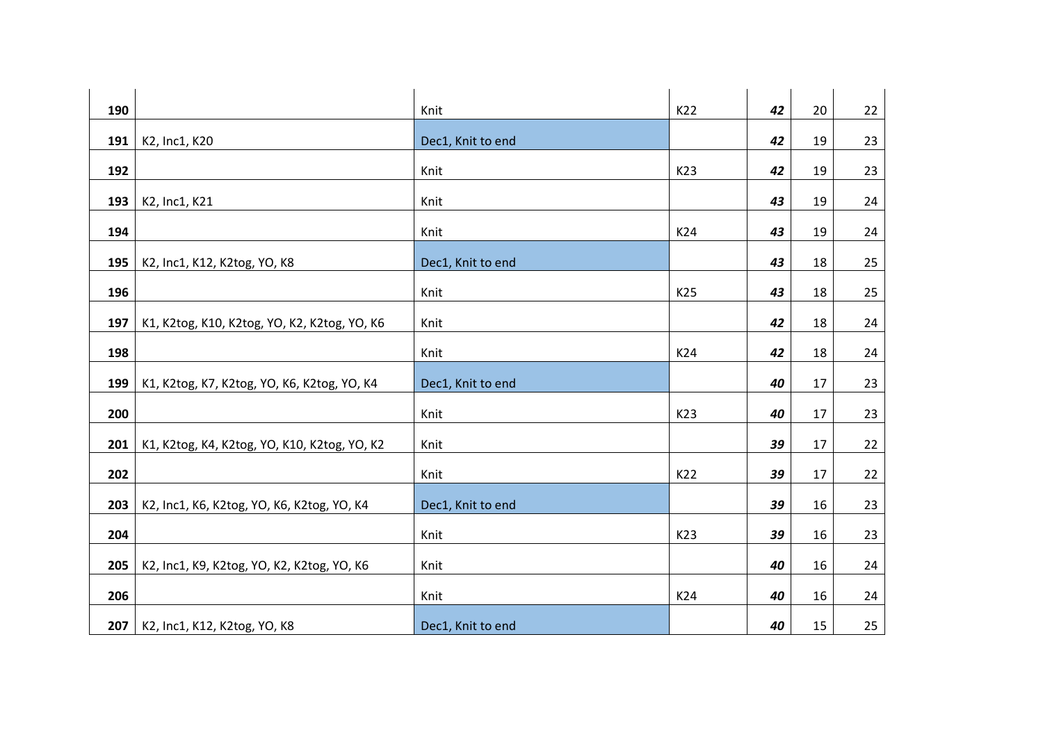| | | | | | | |
|---|---|---|---|---|---|---|
| **190** | | Knit | K22 | ***42*** | 20 | 22 |
| **191** | K2, Inc1, K20 | Dec1, Knit to end | | ***42*** | 19 | 23 |
| **192** | | Knit | K23 | ***42*** | 19 | 23 |
| **193** | K2, Inc1, K21 | Knit | | ***43*** | 19 | 24 |
| **194** | | Knit | K24 | ***43*** | 19 | 24 |
| **195** | K2, Inc1, K12, K2tog, YO, K8 | Dec1, Knit to end | | ***43*** | 18 | 25 |
| **196** | | Knit | K25 | ***43*** | 18 | 25 |
| **197** | K1, K2tog, K10, K2tog, YO, K2, K2tog, YO, K6 | Knit | | ***42*** | 18 | 24 |
| **198** | | Knit | K24 | ***42*** | 18 | 24 |
| **199** | K1, K2tog, K7, K2tog, YO, K6, K2tog, YO, K4 | Dec1, Knit to end | | ***40*** | 17 | 23 |
| **200** | | Knit | K23 | ***40*** | 17 | 23 |
| **201** | K1, K2tog, K4, K2tog, YO, K10, K2tog, YO, K2 | Knit | | ***39*** | 17 | 22 |
| **202** | | Knit | K22 | ***39*** | 17 | 22 |
| **203** | K2, Inc1, K6, K2tog, YO, K6, K2tog, YO, K4 | Dec1, Knit to end | | ***39*** | 16 | 23 |
| **204** | | Knit | K23 | ***39*** | 16 | 23 |
| **205** | K2, Inc1, K9, K2tog, YO, K2, K2tog, YO, K6 | Knit | | ***40*** | 16 | 24 |
| **206** | | Knit | K24 | ***40*** | 16 | 24 |
| **207** | K2, Inc1, K12, K2tog, YO, K8 | Dec1, Knit to end | | ***40*** | 15 | 25 |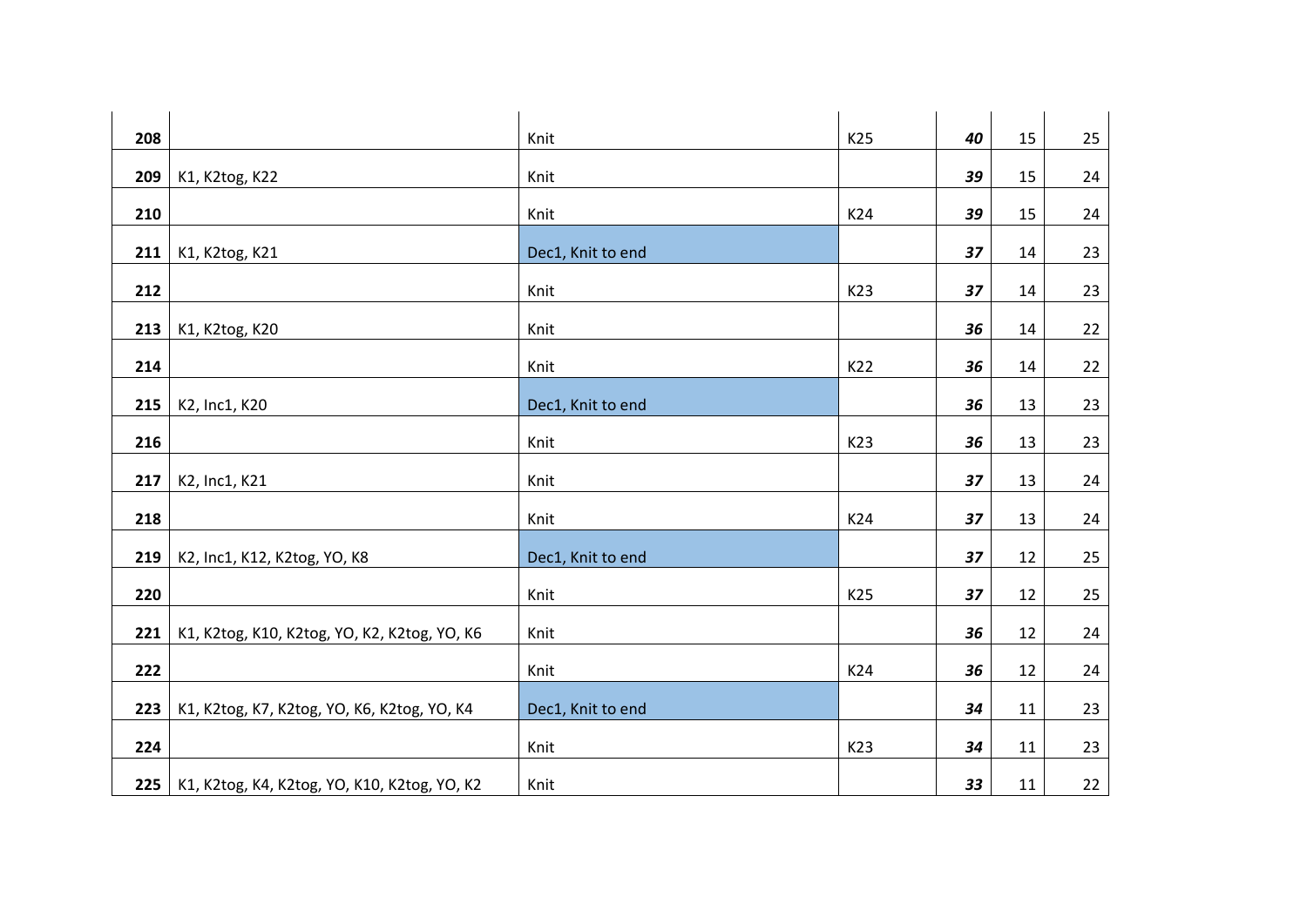| | | | | | | |
|---|---|---|---|---|---|---|
| **208** | | Knit | K25 | ***40*** | 15 | 25 |
| **209** | K1, K2tog, K22 | Knit | | ***39*** | 15 | 24 |
| **210** | | Knit | K24 | ***39*** | 15 | 24 |
| **211** | K1, K2tog, K21 | Dec1, Knit to end | | ***37*** | 14 | 23 |
| **212** | | Knit | K23 | ***37*** | 14 | 23 |
| **213** | K1, K2tog, K20 | Knit | | ***36*** | 14 | 22 |
| **214** | | Knit | K22 | ***36*** | 14 | 22 |
| **215** | K2, Inc1, K20 | Dec1, Knit to end | | ***36*** | 13 | 23 |
| **216** | | Knit | K23 | ***36*** | 13 | 23 |
| **217** | K2, Inc1, K21 | Knit | | ***37*** | 13 | 24 |
| **218** | | Knit | K24 | ***37*** | 13 | 24 |
| **219** | K2, Inc1, K12, K2tog, YO, K8 | Dec1, Knit to end | | ***37*** | 12 | 25 |
| **220** | | Knit | K25 | ***37*** | 12 | 25 |
| **221** | K1, K2tog, K10, K2tog, YO, K2, K2tog, YO, K6 | Knit | | ***36*** | 12 | 24 |
| **222** | | Knit | K24 | ***36*** | 12 | 24 |
| **223** | K1, K2tog, K7, K2tog, YO, K6, K2tog, YO, K4 | Dec1, Knit to end | | ***34*** | 11 | 23 |
| **224** | | Knit | K23 | ***34*** | 11 | 23 |
| **225** | K1, K2tog, K4, K2tog, YO, K10, K2tog, YO, K2 | Knit | | ***33*** | 11 | 22 |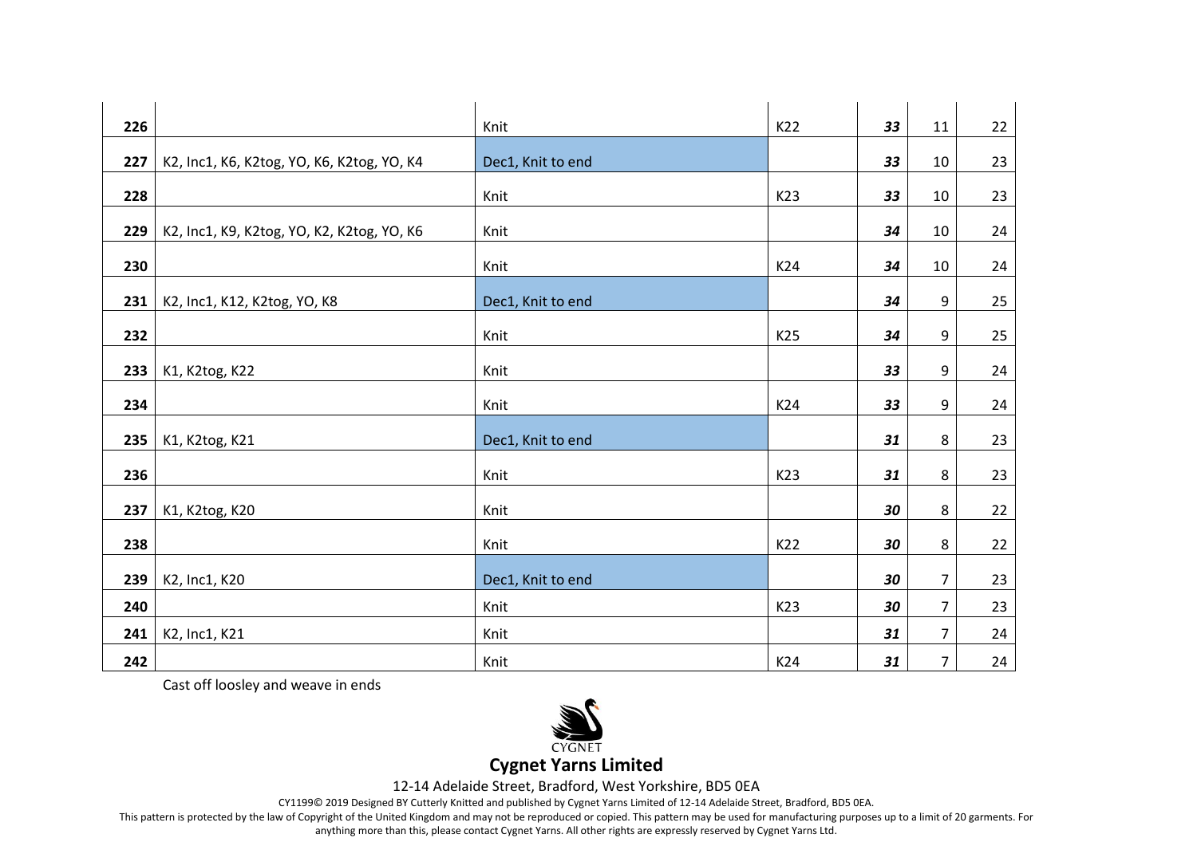| | | | | | | |
|---|---|---|---|---|---|---|
| 226 | | Knit | K22 | ***33*** | 11 | 22 |
| 227 | K2, Inc1, K6, K2tog, YO, K6, K2tog, YO, K4 | Dec1, Knit to end | | ***33*** | 10 | 23 |
| 228 | | Knit | K23 | ***33*** | 10 | 23 |
| 229 | K2, Inc1, K9, K2tog, YO, K2, K2tog, YO, K6 | Knit | | ***34*** | 10 | 24 |
| 230 | | Knit | K24 | ***34*** | 10 | 24 |
| 231 | K2, Inc1, K12, K2tog, YO, K8 | Dec1, Knit to end | | ***34*** | 9 | 25 |
| 232 | | Knit | K25 | ***34*** | 9 | 25 |
| 233 | K1, K2tog, K22 | Knit | | ***33*** | 9 | 24 |
| 234 | | Knit | K24 | ***33*** | 9 | 24 |
| 235 | K1, K2tog, K21 | Dec1, Knit to end | | ***31*** | 8 | 23 |
| 236 | | Knit | K23 | ***31*** | 8 | 23 |
| 237 | K1, K2tog, K20 | Knit | | ***30*** | 8 | 22 |
| 238 | | Knit | K22 | ***30*** | 8 | 22 |
| 239 | K2, Inc1, K20 | Dec1, Knit to end | | ***30*** | 7 | 23 |
| 240 | | Knit | K23 | ***30*** | 7 | 23 |
| 241 | K2, Inc1, K21 | Knit | | ***31*** | 7 | 24 |
| 242 | | Knit | K24 | ***31*** | 7 | 24 |

Cast off loosley and weave in ends

CYGNET

**Cygnet Yarns Limited**

12-14 Adelaide Street, Bradford, West Yorkshire, BD5 0EA

CY1199© 2019 Designed BY Cutterly Knitted and published by Cygnet Yarns Limited of 12-14 Adelaide Street, Bradford, BD5 0EA.

This pattern is protected by the law of Copyright of the United Kingdom and may not be reproduced or copied. This pattern may be used for manufacturing purposes up to a limit of 20 garments. For anything more than this, please contact Cygnet Yarns. All other rights are expressly reserved by Cygnet Yarns Ltd.